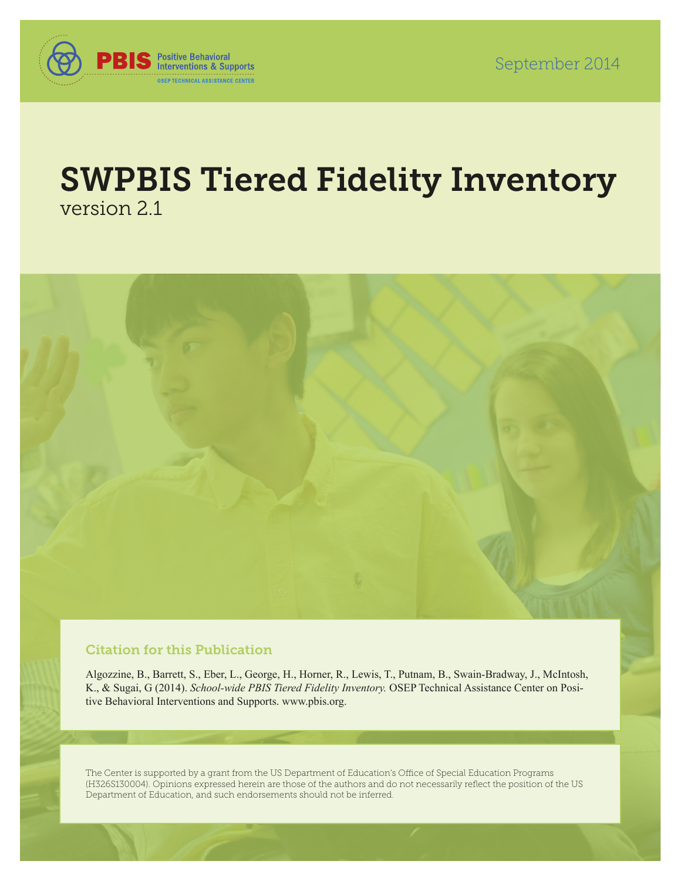PBIS Positive Behavioral Interventions & Supports
OSEP TECHNICAL ASSISTANCE CENTER

September 2014

# SWPBIS Tiered Fidelity Inventory

version 2.1

### Citation for this Publication

Algozzine, B., Barrett, S., Eber, L., George, H., Horner, R., Lewis, T., Putnam, B., Swain-Bradway, J., McIntosh, K., & Sugai, G (2014). *School-wide PBIS Tiered Fidelity Inventory.* OSEP Technical Assistance Center on Positive Behavioral Interventions and Supports. www.pbis.org.

The Center is supported by a grant from the US Department of Education's Office of Special Education Programs (H326S130004). Opinions expressed herein are those of the authors and do not necessarily reflect the position of the US Department of Education, and such endorsements should not be inferred.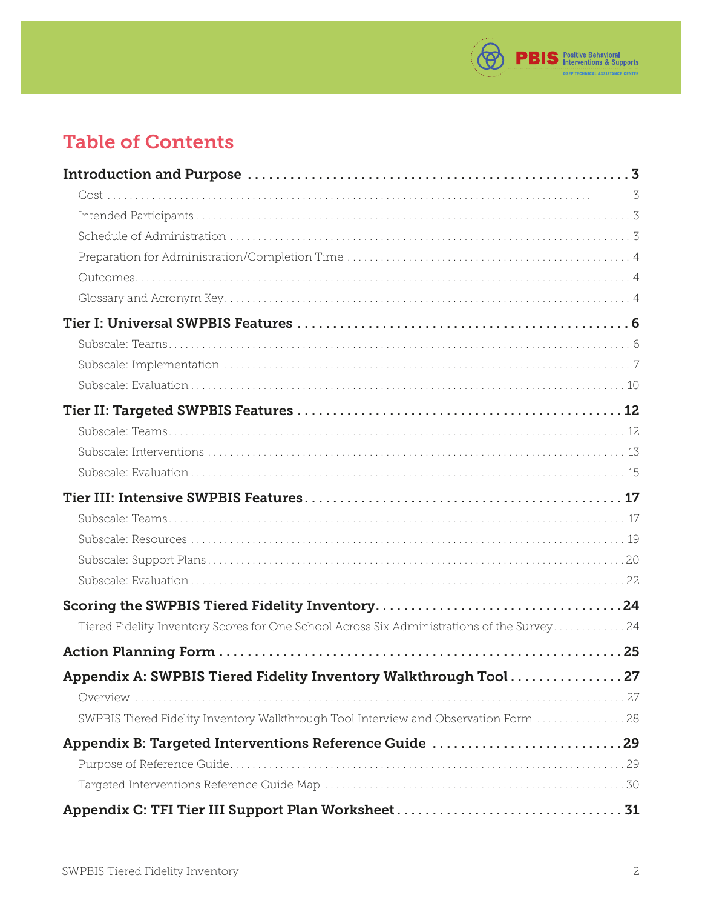# Table of Contents

**Introduction and Purpose** ....... **3**

- Cost ....... 3
- Intended Participants ....... 3
- Schedule of Administration ....... 3
- Preparation for Administration/Completion Time ....... 4
- Outcomes ....... 4
- Glossary and Acronym Key ....... 4

**Tier I: Universal SWPBIS Features** ....... **6**

- Subscale: Teams ....... 6
- Subscale: Implementation ....... 7
- Subscale: Evaluation ....... 10

**Tier II: Targeted SWPBIS Features** ....... **12**

- Subscale: Teams ....... 12
- Subscale: Interventions ....... 13
- Subscale: Evaluation ....... 15

**Tier III: Intensive SWPBIS Features** ....... **17**

- Subscale: Teams ....... 17
- Subscale: Resources ....... 19
- Subscale: Support Plans ....... 20
- Subscale: Evaluation ....... 22

**Scoring the SWPBIS Tiered Fidelity Inventory** ....... **24**

- Tiered Fidelity Inventory Scores for One School Across Six Administrations of the Survey ....... 24

**Action Planning Form** ....... **25**

**Appendix A: SWPBIS Tiered Fidelity Inventory Walkthrough Tool** ....... **27**

- Overview ....... 27
- SWPBIS Tiered Fidelity Inventory Walkthrough Tool Interview and Observation Form ....... 28

**Appendix B: Targeted Interventions Reference Guide** ....... **29**

- Purpose of Reference Guide ....... 29
- Targeted Interventions Reference Guide Map ....... 30

**Appendix C: TFI Tier III Support Plan Worksheet** ....... **31**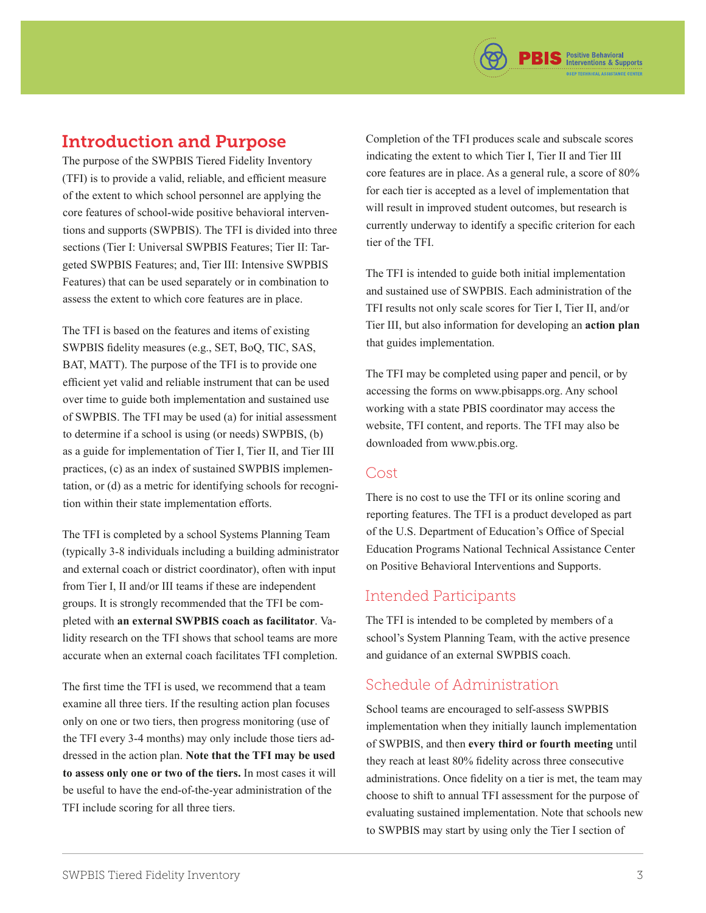## Introduction and Purpose

The purpose of the SWPBIS Tiered Fidelity Inventory (TFI) is to provide a valid, reliable, and efficient measure of the extent to which school personnel are applying the core features of school-wide positive behavioral interventions and supports (SWPBIS). The TFI is divided into three sections (Tier I: Universal SWPBIS Features; Tier II: Targeted SWPBIS Features; and, Tier III: Intensive SWPBIS Features) that can be used separately or in combination to assess the extent to which core features are in place.

The TFI is based on the features and items of existing SWPBIS fidelity measures (e.g., SET, BoQ, TIC, SAS, BAT, MATT). The purpose of the TFI is to provide one efficient yet valid and reliable instrument that can be used over time to guide both implementation and sustained use of SWPBIS. The TFI may be used (a) for initial assessment to determine if a school is using (or needs) SWPBIS, (b) as a guide for implementation of Tier I, Tier II, and Tier III practices, (c) as an index of sustained SWPBIS implementation, or (d) as a metric for identifying schools for recognition within their state implementation efforts.

The TFI is completed by a school Systems Planning Team (typically 3-8 individuals including a building administrator and external coach or district coordinator), often with input from Tier I, II and/or III teams if these are independent groups. It is strongly recommended that the TFI be completed with **an external SWPBIS coach as facilitator**. Validity research on the TFI shows that school teams are more accurate when an external coach facilitates TFI completion.

The first time the TFI is used, we recommend that a team examine all three tiers. If the resulting action plan focuses only on one or two tiers, then progress monitoring (use of the TFI every 3-4 months) may only include those tiers addressed in the action plan. **Note that the TFI may be used to assess only one or two of the tiers.** In most cases it will be useful to have the end-of-the-year administration of the TFI include scoring for all three tiers.

Completion of the TFI produces scale and subscale scores indicating the extent to which Tier I, Tier II and Tier III core features are in place. As a general rule, a score of 80% for each tier is accepted as a level of implementation that will result in improved student outcomes, but research is currently underway to identify a specific criterion for each tier of the TFI.

The TFI is intended to guide both initial implementation and sustained use of SWPBIS. Each administration of the TFI results not only scale scores for Tier I, Tier II, and/or Tier III, but also information for developing an **action plan** that guides implementation.

The TFI may be completed using paper and pencil, or by accessing the forms on www.pbisapps.org. Any school working with a state PBIS coordinator may access the website, TFI content, and reports. The TFI may also be downloaded from www.pbis.org.

### Cost

There is no cost to use the TFI or its online scoring and reporting features. The TFI is a product developed as part of the U.S. Department of Education's Office of Special Education Programs National Technical Assistance Center on Positive Behavioral Interventions and Supports.

### Intended Participants

The TFI is intended to be completed by members of a school's System Planning Team, with the active presence and guidance of an external SWPBIS coach.

### Schedule of Administration

School teams are encouraged to self-assess SWPBIS implementation when they initially launch implementation of SWPBIS, and then **every third or fourth meeting** until they reach at least 80% fidelity across three consecutive administrations. Once fidelity on a tier is met, the team may choose to shift to annual TFI assessment for the purpose of evaluating sustained implementation. Note that schools new to SWPBIS may start by using only the Tier I section of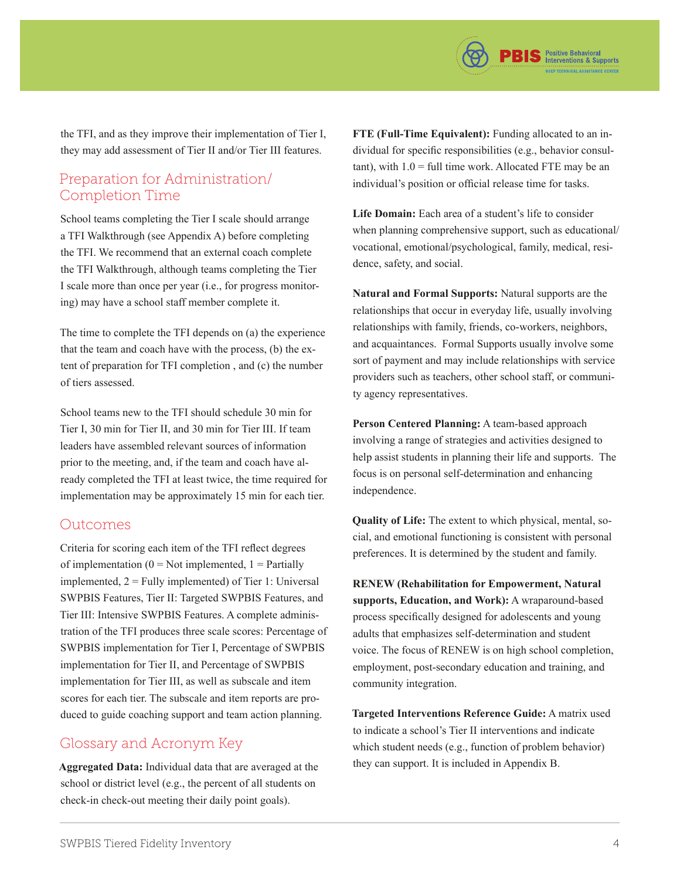the TFI, and as they improve their implementation of Tier I, they may add assessment of Tier II and/or Tier III features.

## Preparation for Administration/ Completion Time

School teams completing the Tier I scale should arrange a TFI Walkthrough (see Appendix A) before completing the TFI. We recommend that an external coach complete the TFI Walkthrough, although teams completing the Tier I scale more than once per year (i.e., for progress monitoring) may have a school staff member complete it.

The time to complete the TFI depends on (a) the experience that the team and coach have with the process, (b) the extent of preparation for TFI completion , and (c) the number of tiers assessed.

School teams new to the TFI should schedule 30 min for Tier I, 30 min for Tier II, and 30 min for Tier III. If team leaders have assembled relevant sources of information prior to the meeting, and, if the team and coach have already completed the TFI at least twice, the time required for implementation may be approximately 15 min for each tier.

## Outcomes

Criteria for scoring each item of the TFI reflect degrees of implementation (0 = Not implemented, 1 = Partially implemented, 2 = Fully implemented) of Tier 1: Universal SWPBIS Features, Tier II: Targeted SWPBIS Features, and Tier III: Intensive SWPBIS Features. A complete administration of the TFI produces three scale scores: Percentage of SWPBIS implementation for Tier I, Percentage of SWPBIS implementation for Tier II, and Percentage of SWPBIS implementation for Tier III, as well as subscale and item scores for each tier. The subscale and item reports are produced to guide coaching support and team action planning.

## Glossary and Acronym Key

**Aggregated Data:** Individual data that are averaged at the school or district level (e.g., the percent of all students on check-in check-out meeting their daily point goals).

**FTE (Full-Time Equivalent):** Funding allocated to an individual for specific responsibilities (e.g., behavior consultant), with 1.0 = full time work. Allocated FTE may be an individual's position or official release time for tasks.

**Life Domain:** Each area of a student's life to consider when planning comprehensive support, such as educational/vocational, emotional/psychological, family, medical, residence, safety, and social.

**Natural and Formal Supports:** Natural supports are the relationships that occur in everyday life, usually involving relationships with family, friends, co-workers, neighbors, and acquaintances. Formal Supports usually involve some sort of payment and may include relationships with service providers such as teachers, other school staff, or community agency representatives.

**Person Centered Planning:** A team-based approach involving a range of strategies and activities designed to help assist students in planning their life and supports. The focus is on personal self-determination and enhancing independence.

**Quality of Life:** The extent to which physical, mental, social, and emotional functioning is consistent with personal preferences. It is determined by the student and family.

**RENEW (Rehabilitation for Empowerment, Natural supports, Education, and Work):** A wraparound-based process specifically designed for adolescents and young adults that emphasizes self-determination and student voice. The focus of RENEW is on high school completion, employment, post-secondary education and training, and community integration.

**Targeted Interventions Reference Guide:** A matrix used to indicate a school's Tier II interventions and indicate which student needs (e.g., function of problem behavior) they can support. It is included in Appendix B.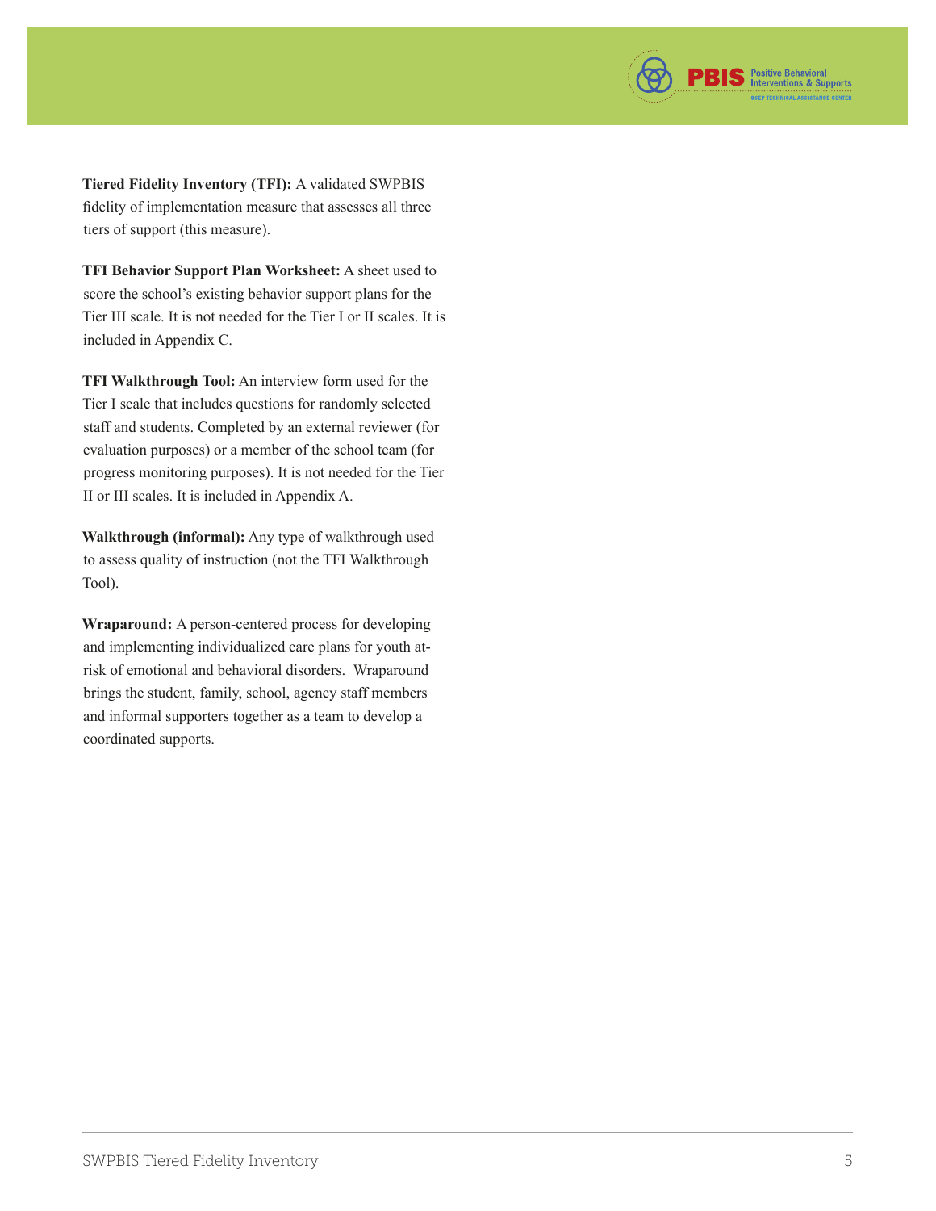**Tiered Fidelity Inventory (TFI):** A validated SWPBIS fidelity of implementation measure that assesses all three tiers of support (this measure).

**TFI Behavior Support Plan Worksheet:** A sheet used to score the school's existing behavior support plans for the Tier III scale. It is not needed for the Tier I or II scales. It is included in Appendix C.

**TFI Walkthrough Tool:** An interview form used for the Tier I scale that includes questions for randomly selected staff and students. Completed by an external reviewer (for evaluation purposes) or a member of the school team (for progress monitoring purposes). It is not needed for the Tier II or III scales. It is included in Appendix A.

**Walkthrough (informal):** Any type of walkthrough used to assess quality of instruction (not the TFI Walkthrough Tool).

**Wraparound:** A person-centered process for developing and implementing individualized care plans for youth at-risk of emotional and behavioral disorders. Wraparound brings the student, family, school, agency staff members and informal supporters together as a team to develop a coordinated supports.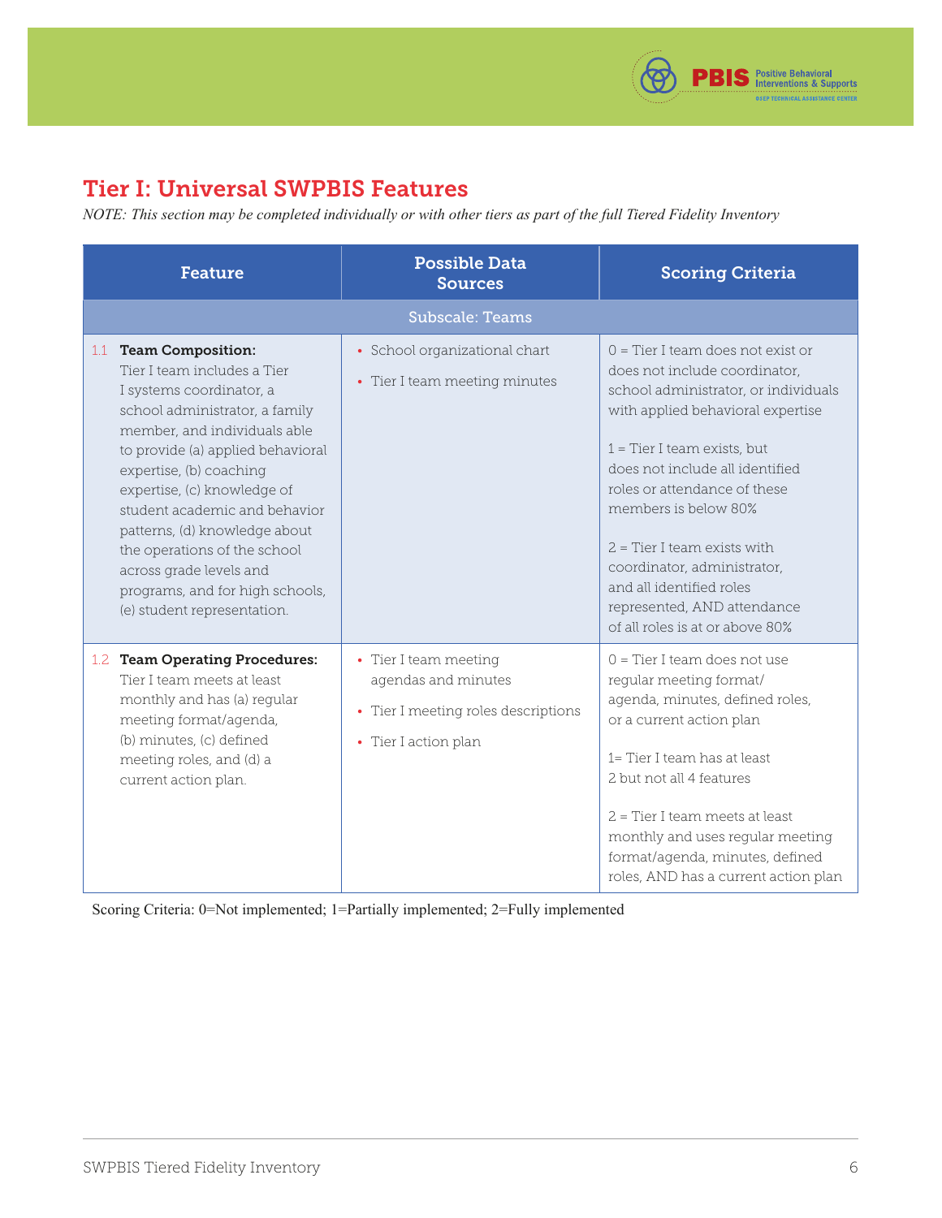## Tier I: Universal SWPBIS Features

*NOTE: This section may be completed individually or with other tiers as part of the full Tiered Fidelity Inventory*

| Feature | Possible Data Sources | Scoring Criteria |
|---|---|---|
| **Subscale: Teams** | | |
| 1.1 **Team Composition:** Tier I team includes a Tier I systems coordinator, a school administrator, a family member, and individuals able to provide (a) applied behavioral expertise, (b) coaching expertise, (c) knowledge of student academic and behavior patterns, (d) knowledge about the operations of the school across grade levels and programs, and for high schools, (e) student representation. | • School organizational chart<br>• Tier I team meeting minutes | 0 = Tier I team does not exist or does not include coordinator, school administrator, or individuals with applied behavioral expertise<br><br>1 = Tier I team exists, but does not include all identified roles or attendance of these members is below 80%<br><br>2 = Tier I team exists with coordinator, administrator, and all identified roles represented, AND attendance of all roles is at or above 80% |
| 1.2 **Team Operating Procedures:** Tier I team meets at least monthly and has (a) regular meeting format/agenda, (b) minutes, (c) defined meeting roles, and (d) a current action plan. | • Tier I team meeting agendas and minutes<br>• Tier I meeting roles descriptions<br>• Tier I action plan | 0 = Tier I team does not use regular meeting format/ agenda, minutes, defined roles, or a current action plan<br><br>1= Tier I team has at least 2 but not all 4 features<br><br>2 = Tier I team meets at least monthly and uses regular meeting format/agenda, minutes, defined roles, AND has a current action plan |

Scoring Criteria: 0=Not implemented; 1=Partially implemented; 2=Fully implemented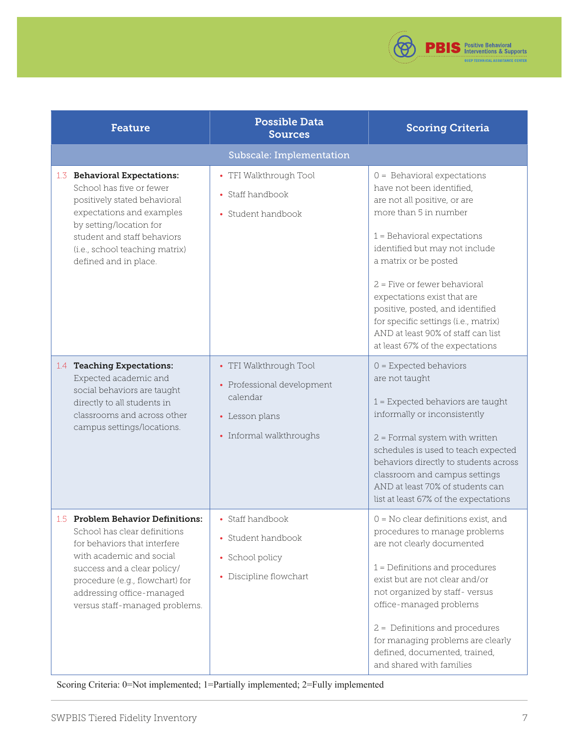| Feature | Possible Data Sources | Scoring Criteria |
|---|---|---|
| **Subscale: Implementation** | | |
| 1.3 **Behavioral Expectations:** School has five or fewer positively stated behavioral expectations and examples by setting/location for student and staff behaviors (i.e., school teaching matrix) defined and in place. | • TFI Walkthrough Tool<br>• Staff handbook<br>• Student handbook | 0 = Behavioral expectations have not been identified, are not all positive, or are more than 5 in number<br><br>1 = Behavioral expectations identified but may not include a matrix or be posted<br><br>2 = Five or fewer behavioral expectations exist that are positive, posted, and identified for specific settings (i.e., matrix) AND at least 90% of staff can list at least 67% of the expectations |
| 1.4 **Teaching Expectations:** Expected academic and social behaviors are taught directly to all students in classrooms and across other campus settings/locations. | • TFI Walkthrough Tool<br>• Professional development calendar<br>• Lesson plans<br>• Informal walkthroughs | 0 = Expected behaviors are not taught<br><br>1 = Expected behaviors are taught informally or inconsistently<br><br>2 = Formal system with written schedules is used to teach expected behaviors directly to students across classroom and campus settings AND at least 70% of students can list at least 67% of the expectations |
| 1.5 **Problem Behavior Definitions:** School has clear definitions for behaviors that interfere with academic and social success and a clear policy/ procedure (e.g., flowchart) for addressing office-managed versus staff-managed problems. | • Staff handbook<br>• Student handbook<br>• School policy<br>• Discipline flowchart | 0 = No clear definitions exist, and procedures to manage problems are not clearly documented<br><br>1 = Definitions and procedures exist but are not clear and/or not organized by staff- versus office-managed problems<br><br>2 = Definitions and procedures for managing problems are clearly defined, documented, trained, and shared with families |

Scoring Criteria: 0=Not implemented; 1=Partially implemented; 2=Fully implemented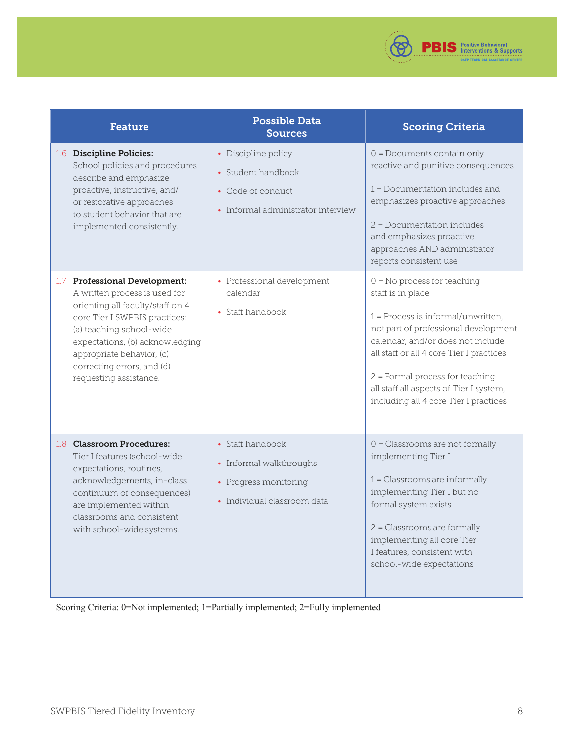| Feature | Possible Data Sources | Scoring Criteria |
| --- | --- | --- |
| 1.6 **Discipline Policies:** School policies and procedures describe and emphasize proactive, instructive, and/or restorative approaches to student behavior that are implemented consistently. | • Discipline policy<br>• Student handbook<br>• Code of conduct<br>• Informal administrator interview | 0 = Documents contain only reactive and punitive consequences<br><br>1 = Documentation includes and emphasizes proactive approaches<br><br>2 = Documentation includes and emphasizes proactive approaches AND administrator reports consistent use |
| 1.7 **Professional Development:** A written process is used for orienting all faculty/staff on 4 core Tier I SWPBIS practices: (a) teaching school-wide expectations, (b) acknowledging appropriate behavior, (c) correcting errors, and (d) requesting assistance. | • Professional development calendar<br>• Staff handbook | 0 = No process for teaching staff is in place<br><br>1 = Process is informal/unwritten, not part of professional development calendar, and/or does not include all staff or all 4 core Tier I practices<br><br>2 = Formal process for teaching all staff all aspects of Tier I system, including all 4 core Tier I practices |
| 1.8 **Classroom Procedures:** Tier I features (school-wide expectations, routines, acknowledgements, in-class continuum of consequences) are implemented within classrooms and consistent with school-wide systems. | • Staff handbook<br>• Informal walkthroughs<br>• Progress monitoring<br>• Individual classroom data | 0 = Classrooms are not formally implementing Tier I<br><br>1 = Classrooms are informally implementing Tier I but no formal system exists<br><br>2 = Classrooms are formally implementing all core Tier I features, consistent with school-wide expectations |

Scoring Criteria: 0=Not implemented; 1=Partially implemented; 2=Fully implemented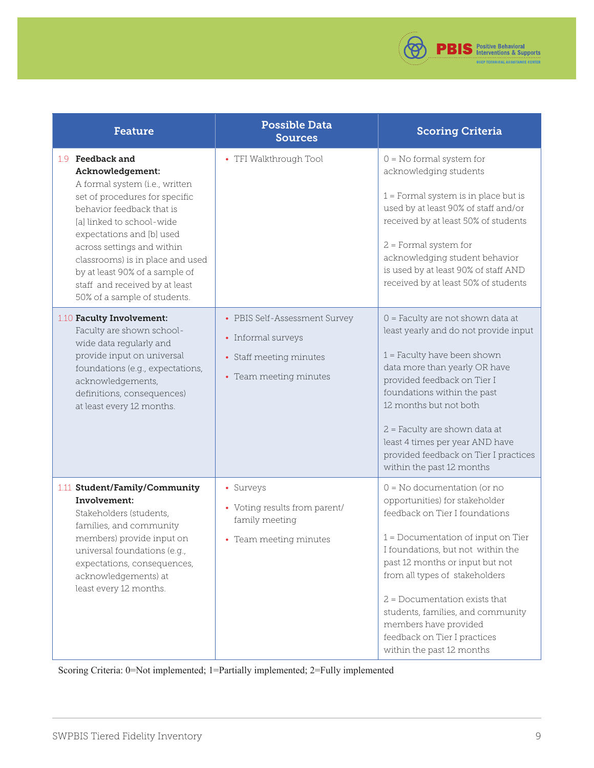| Feature | Possible Data Sources | Scoring Criteria |
|---|---|---|
| 1.9 **Feedback and Acknowledgement:** A formal system (i.e., written set of procedures for specific behavior feedback that is [a] linked to school-wide expectations and [b] used across settings and within classrooms) is in place and used by at least 90% of a sample of staff and received by at least 50% of a sample of students. | • TFI Walkthrough Tool | 0 = No formal system for acknowledging students<br><br>1 = Formal system is in place but is used by at least 90% of staff and/or received by at least 50% of students<br><br>2 = Formal system for acknowledging student behavior is used by at least 90% of staff AND received by at least 50% of students |
| 1.10 **Faculty Involvement:** Faculty are shown school-wide data regularly and provide input on universal foundations (e.g., expectations, acknowledgements, definitions, consequences) at least every 12 months. | • PBIS Self-Assessment Survey<br>• Informal surveys<br>• Staff meeting minutes<br>• Team meeting minutes | 0 = Faculty are not shown data at least yearly and do not provide input<br><br>1 = Faculty have been shown data more than yearly OR have provided feedback on Tier I foundations within the past 12 months but not both<br><br>2 = Faculty are shown data at least 4 times per year AND have provided feedback on Tier I practices within the past 12 months |
| 1.11 **Student/Family/Community Involvement:** Stakeholders (students, families, and community members) provide input on universal foundations (e.g., expectations, consequences, acknowledgements) at least every 12 months. | • Surveys<br>• Voting results from parent/family meeting<br>• Team meeting minutes | 0 = No documentation (or no opportunities) for stakeholder feedback on Tier I foundations<br><br>1 = Documentation of input on Tier I foundations, but not within the past 12 months or input but not from all types of stakeholders<br><br>2 = Documentation exists that students, families, and community members have provided feedback on Tier I practices within the past 12 months |

Scoring Criteria: 0=Not implemented; 1=Partially implemented; 2=Fully implemented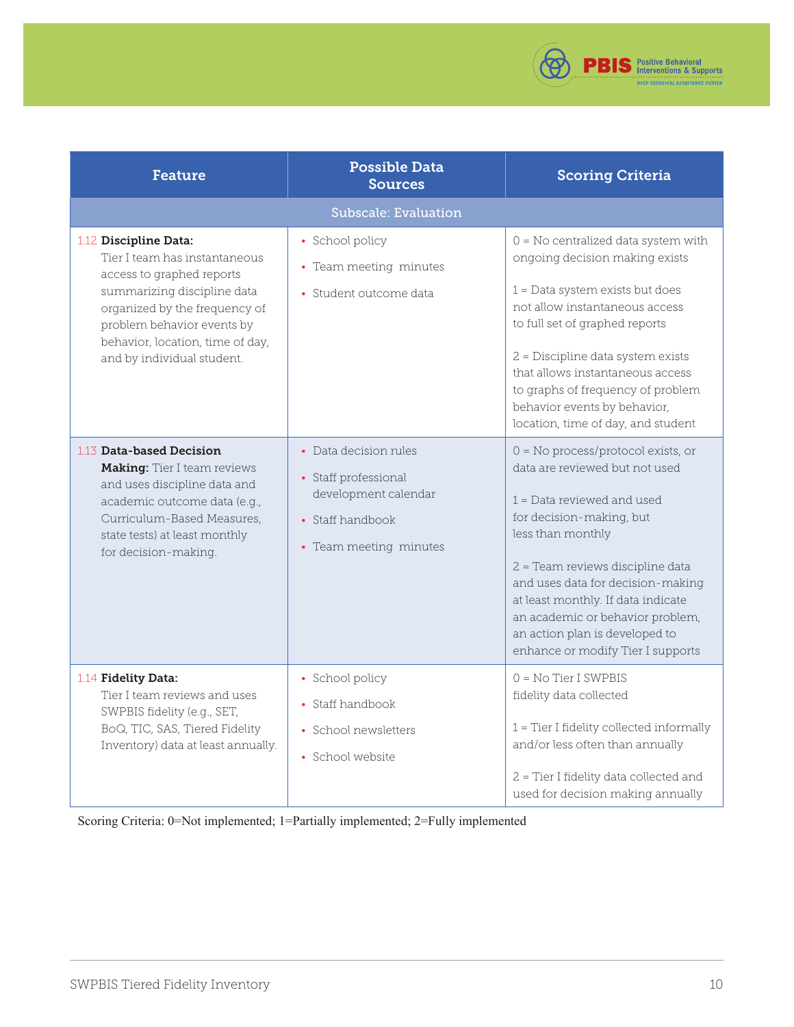| Feature | Possible Data Sources | Scoring Criteria |
|---|---|---|
| **Subscale: Evaluation** | | |
| 1.12 **Discipline Data:** Tier I team has instantaneous access to graphed reports summarizing discipline data organized by the frequency of problem behavior events by behavior, location, time of day, and by individual student. | • School policy<br>• Team meeting minutes<br>• Student outcome data | 0 = No centralized data system with ongoing decision making exists<br><br>1 = Data system exists but does not allow instantaneous access to full set of graphed reports<br><br>2 = Discipline data system exists that allows instantaneous access to graphs of frequency of problem behavior events by behavior, location, time of day, and student |
| 1.13 **Data-based Decision Making:** Tier I team reviews and uses discipline data and academic outcome data (e.g., Curriculum-Based Measures, state tests) at least monthly for decision-making. | • Data decision rules<br>• Staff professional development calendar<br>• Staff handbook<br>• Team meeting minutes | 0 = No process/protocol exists, or data are reviewed but not used<br><br>1 = Data reviewed and used for decision-making, but less than monthly<br><br>2 = Team reviews discipline data and uses data for decision-making at least monthly. If data indicate an academic or behavior problem, an action plan is developed to enhance or modify Tier I supports |
| 1.14 **Fidelity Data:** Tier I team reviews and uses SWPBIS fidelity (e.g., SET, BoQ, TIC, SAS, Tiered Fidelity Inventory) data at least annually. | • School policy<br>• Staff handbook<br>• School newsletters<br>• School website | 0 = No Tier I SWPBIS fidelity data collected<br><br>1 = Tier I fidelity collected informally and/or less often than annually<br><br>2 = Tier I fidelity data collected and used for decision making annually |

Scoring Criteria: 0=Not implemented; 1=Partially implemented; 2=Fully implemented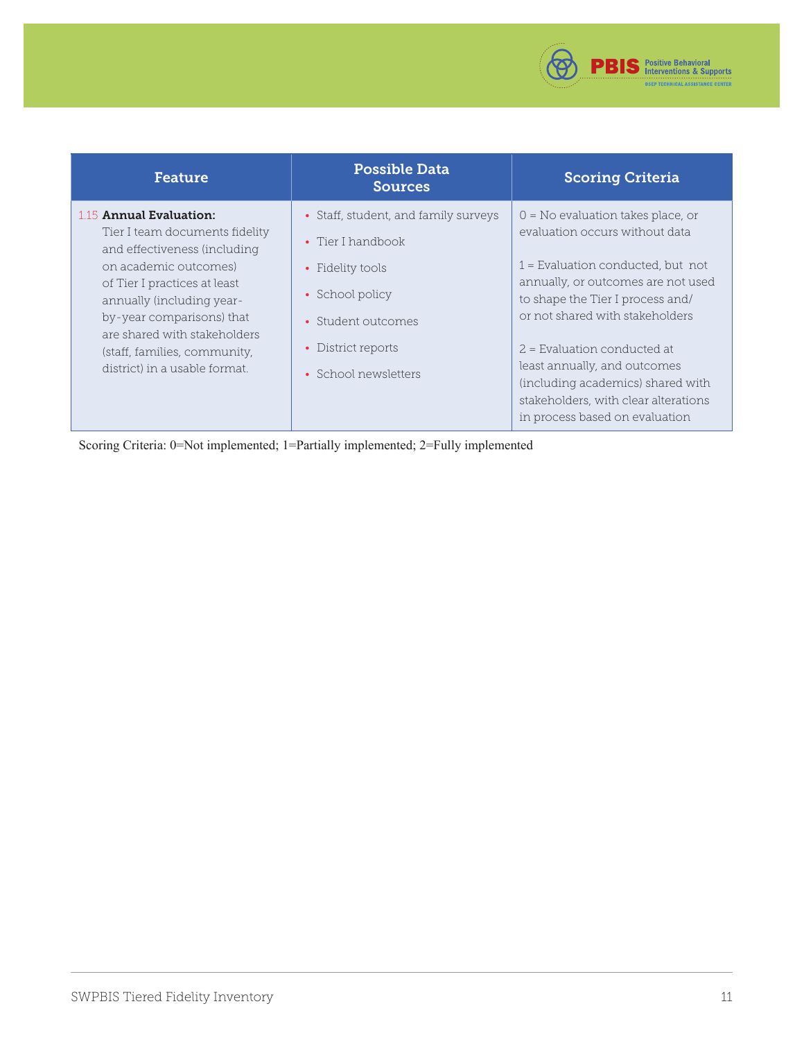| Feature | Possible Data Sources | Scoring Criteria |
|---|---|---|
| 1.15 **Annual Evaluation:** Tier I team documents fidelity and effectiveness (including on academic outcomes) of Tier I practices at least annually (including year-by-year comparisons) that are shared with stakeholders (staff, families, community, district) in a usable format. | • Staff, student, and family surveys<br>• Tier I handbook<br>• Fidelity tools<br>• School policy<br>• Student outcomes<br>• District reports<br>• School newsletters | 0 = No evaluation takes place, or evaluation occurs without data<br><br>1 = Evaluation conducted, but not annually, or outcomes are not used to shape the Tier I process and/or not shared with stakeholders<br><br>2 = Evaluation conducted at least annually, and outcomes (including academics) shared with stakeholders, with clear alterations in process based on evaluation |

Scoring Criteria: 0=Not implemented; 1=Partially implemented; 2=Fully implemented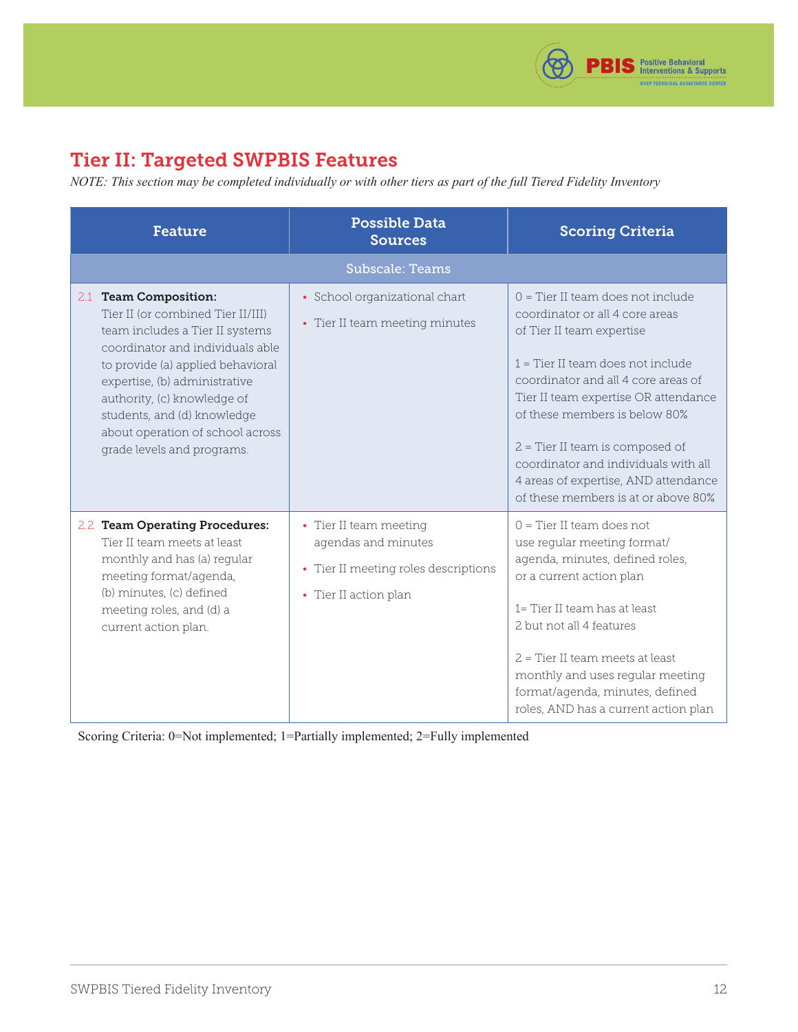## Tier II: Targeted SWPBIS Features

*NOTE: This section may be completed individually or with other tiers as part of the full Tiered Fidelity Inventory*

| Feature | Possible Data Sources | Scoring Criteria |
|---|---|---|
| **Subscale: Teams** | | |
| 2.1 **Team Composition:** Tier II (or combined Tier II/III) team includes a Tier II systems coordinator and individuals able to provide (a) applied behavioral expertise, (b) administrative authority, (c) knowledge of students, and (d) knowledge about operation of school across grade levels and programs. | • School organizational chart<br>• Tier II team meeting minutes | 0 = Tier II team does not include coordinator or all 4 core areas of Tier II team expertise<br><br>1 = Tier II team does not include coordinator and all 4 core areas of Tier II team expertise OR attendance of these members is below 80%<br><br>2 = Tier II team is composed of coordinator and individuals with all 4 areas of expertise, AND attendance of these members is at or above 80% |
| 2.2 **Team Operating Procedures:** Tier II team meets at least monthly and has (a) regular meeting format/agenda, (b) minutes, (c) defined meeting roles, and (d) a current action plan. | • Tier II team meeting agendas and minutes<br>• Tier II meeting roles descriptions<br>• Tier II action plan | 0 = Tier II team does not use regular meeting format/ agenda, minutes, defined roles, or a current action plan<br><br>1= Tier II team has at least 2 but not all 4 features<br><br>2 = Tier II team meets at least monthly and uses regular meeting format/agenda, minutes, defined roles, AND has a current action plan |

Scoring Criteria: 0=Not implemented; 1=Partially implemented; 2=Fully implemented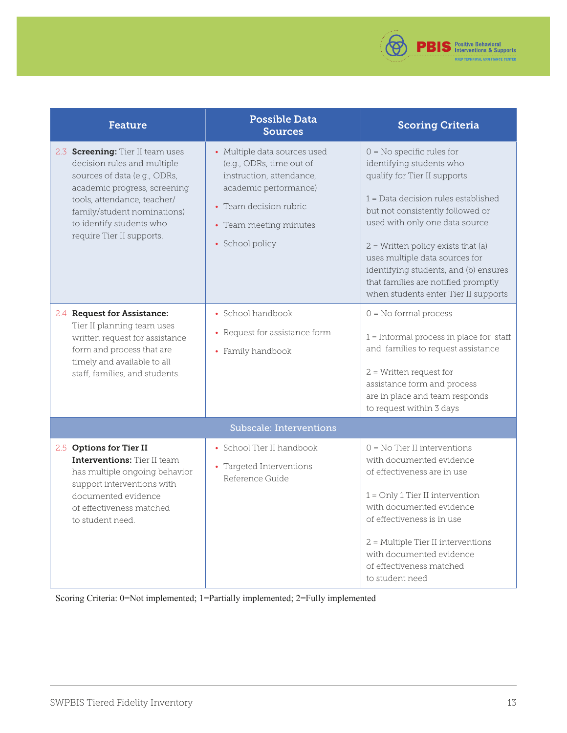| Feature | Possible Data Sources | Scoring Criteria |
|---|---|---|
| 2.3 **Screening:** Tier II team uses decision rules and multiple sources of data (e.g., ODRs, academic progress, screening tools, attendance, teacher/ family/student nominations) to identify students who require Tier II supports. | • Multiple data sources used (e.g., ODRs, time out of instruction, attendance, academic performance)<br>• Team decision rubric<br>• Team meeting minutes<br>• School policy | 0 = No specific rules for identifying students who qualify for Tier II supports<br><br>1 = Data decision rules established but not consistently followed or used with only one data source<br><br>2 = Written policy exists that (a) uses multiple data sources for identifying students, and (b) ensures that families are notified promptly when students enter Tier II supports |
| 2.4 **Request for Assistance:** Tier II planning team uses written request for assistance form and process that are timely and available to all staff, families, and students. | • School handbook<br>• Request for assistance form<br>• Family handbook | 0 = No formal process<br><br>1 = Informal process in place for staff and families to request assistance<br><br>2 = Written request for assistance form and process are in place and team responds to request within 3 days |
| **Subscale: Interventions** | | |
| 2.5 **Options for Tier II Interventions:** Tier II team has multiple ongoing behavior support interventions with documented evidence of effectiveness matched to student need. | • School Tier II handbook<br>• Targeted Interventions Reference Guide | 0 = No Tier II interventions with documented evidence of effectiveness are in use<br><br>1 = Only 1 Tier II intervention with documented evidence of effectiveness is in use<br><br>2 = Multiple Tier II interventions with documented evidence of effectiveness matched to student need |

Scoring Criteria: 0=Not implemented; 1=Partially implemented; 2=Fully implemented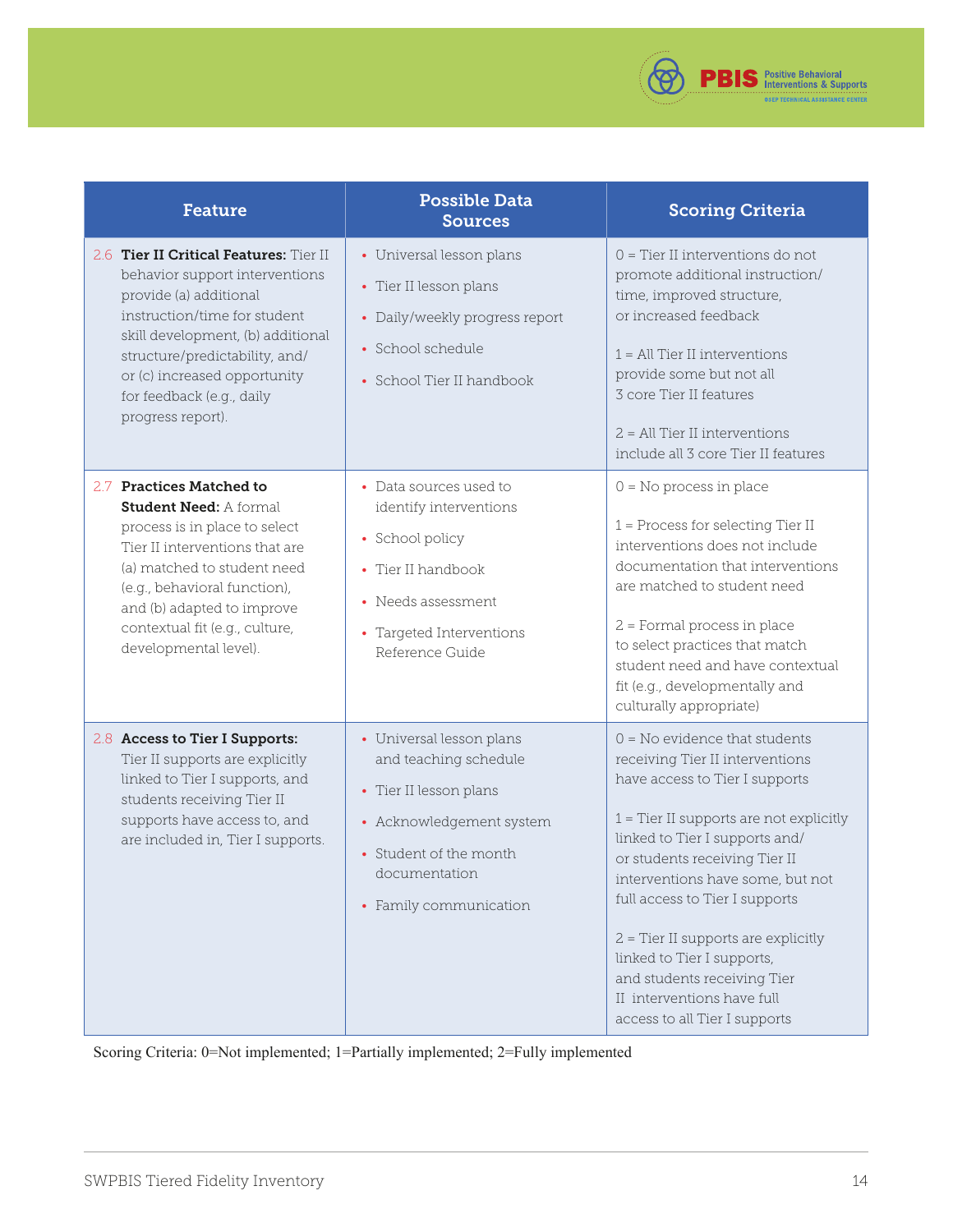| Feature | Possible Data Sources | Scoring Criteria |
|---|---|---|
| 2.6 **Tier II Critical Features:** Tier II behavior support interventions provide (a) additional instruction/time for student skill development, (b) additional structure/predictability, and/or (c) increased opportunity for feedback (e.g., daily progress report). | • Universal lesson plans<br>• Tier II lesson plans<br>• Daily/weekly progress report<br>• School schedule<br>• School Tier II handbook | 0 = Tier II interventions do not promote additional instruction/time, improved structure, or increased feedback<br><br>1 = All Tier II interventions provide some but not all 3 core Tier II features<br><br>2 = All Tier II interventions include all 3 core Tier II features |
| 2.7 **Practices Matched to Student Need:** A formal process is in place to select Tier II interventions that are (a) matched to student need (e.g., behavioral function), and (b) adapted to improve contextual fit (e.g., culture, developmental level). | • Data sources used to identify interventions<br>• School policy<br>• Tier II handbook<br>• Needs assessment<br>• Targeted Interventions Reference Guide | 0 = No process in place<br><br>1 = Process for selecting Tier II interventions does not include documentation that interventions are matched to student need<br><br>2 = Formal process in place to select practices that match student need and have contextual fit (e.g., developmentally and culturally appropriate) |
| 2.8 **Access to Tier I Supports:** Tier II supports are explicitly linked to Tier I supports, and students receiving Tier II supports have access to, and are included in, Tier I supports. | • Universal lesson plans and teaching schedule<br>• Tier II lesson plans<br>• Acknowledgement system<br>• Student of the month documentation<br>• Family communication | 0 = No evidence that students receiving Tier II interventions have access to Tier I supports<br><br>1 = Tier II supports are not explicitly linked to Tier I supports and/or students receiving Tier II interventions have some, but not full access to Tier I supports<br><br>2 = Tier II supports are explicitly linked to Tier I supports, and students receiving Tier II interventions have full access to all Tier I supports |

Scoring Criteria: 0=Not implemented; 1=Partially implemented; 2=Fully implemented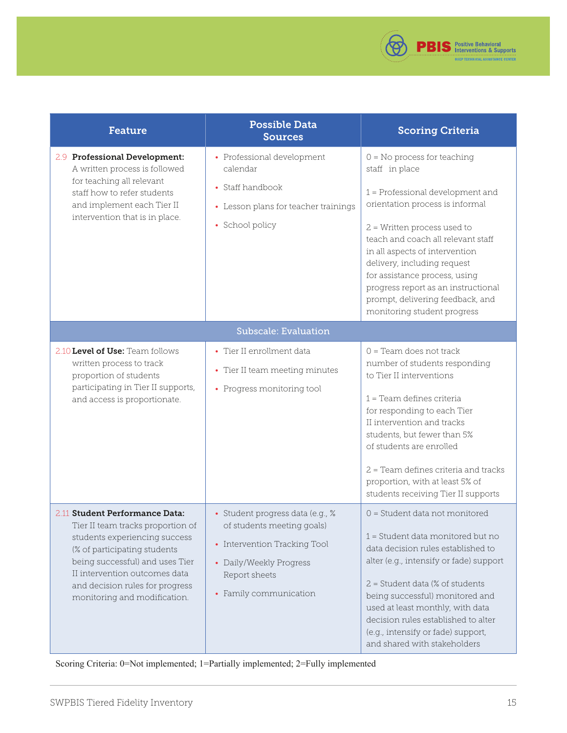| Feature | Possible Data Sources | Scoring Criteria |
|---|---|---|
| 2.9 **Professional Development:** A written process is followed for teaching all relevant staff how to refer students and implement each Tier II intervention that is in place. | • Professional development calendar<br>• Staff handbook<br>• Lesson plans for teacher trainings<br>• School policy | 0 = No process for teaching staff in place<br><br>1 = Professional development and orientation process is informal<br><br>2 = Written process used to teach and coach all relevant staff in all aspects of intervention delivery, including request for assistance process, using progress report as an instructional prompt, delivering feedback, and monitoring student progress |
| **Subscale: Evaluation** | | |
| 2.10 **Level of Use:** Team follows written process to track proportion of students participating in Tier II supports, and access is proportionate. | • Tier II enrollment data<br>• Tier II team meeting minutes<br>• Progress monitoring tool | 0 = Team does not track number of students responding to Tier II interventions<br><br>1 = Team defines criteria for responding to each Tier II intervention and tracks students, but fewer than 5% of students are enrolled<br><br>2 = Team defines criteria and tracks proportion, with at least 5% of students receiving Tier II supports |
| 2.11 **Student Performance Data:** Tier II team tracks proportion of students experiencing success (% of participating students being successful) and uses Tier II intervention outcomes data and decision rules for progress monitoring and modification. | • Student progress data (e.g., % of students meeting goals)<br>• Intervention Tracking Tool<br>• Daily/Weekly Progress Report sheets<br>• Family communication | 0 = Student data not monitored<br><br>1 = Student data monitored but no data decision rules established to alter (e.g., intensify or fade) support<br><br>2 = Student data (% of students being successful) monitored and used at least monthly, with data decision rules established to alter (e.g., intensify or fade) support, and shared with stakeholders |

Scoring Criteria: 0=Not implemented; 1=Partially implemented; 2=Fully implemented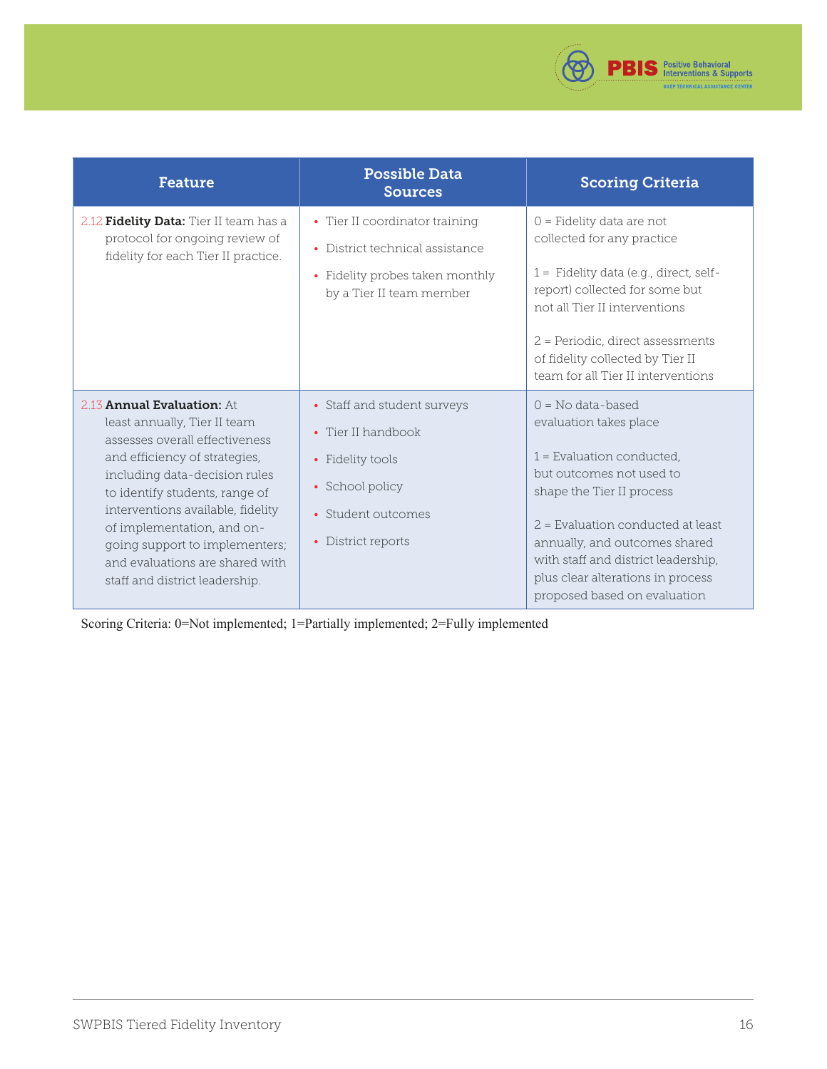| Feature | Possible Data Sources | Scoring Criteria |
|---|---|---|
| 2.12 **Fidelity Data:** Tier II team has a protocol for ongoing review of fidelity for each Tier II practice. | • Tier II coordinator training<br>• District technical assistance<br>• Fidelity probes taken monthly by a Tier II team member | 0 = Fidelity data are not collected for any practice<br><br>1 = Fidelity data (e.g., direct, self-report) collected for some but not all Tier II interventions<br><br>2 = Periodic, direct assessments of fidelity collected by Tier II team for all Tier II interventions |
| 2.13 **Annual Evaluation:** At least annually, Tier II team assesses overall effectiveness and efficiency of strategies, including data-decision rules to identify students, range of interventions available, fidelity of implementation, and on-going support to implementers; and evaluations are shared with staff and district leadership. | • Staff and student surveys<br>• Tier II handbook<br>• Fidelity tools<br>• School policy<br>• Student outcomes<br>• District reports | 0 = No data-based evaluation takes place<br><br>1 = Evaluation conducted, but outcomes not used to shape the Tier II process<br><br>2 = Evaluation conducted at least annually, and outcomes shared with staff and district leadership, plus clear alterations in process proposed based on evaluation |

Scoring Criteria: 0=Not implemented; 1=Partially implemented; 2=Fully implemented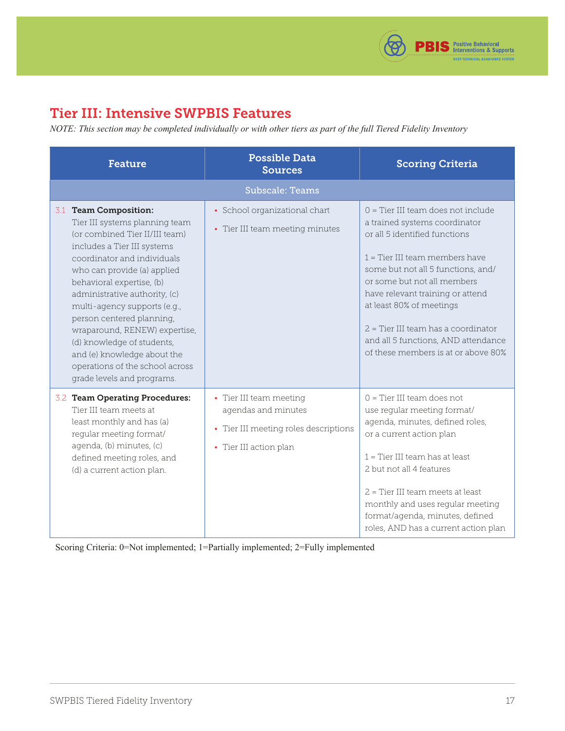## Tier III: Intensive SWPBIS Features

*NOTE: This section may be completed individually or with other tiers as part of the full Tiered Fidelity Inventory*

| Feature | Possible Data Sources | Scoring Criteria |
|---|---|---|
| **Subscale: Teams** | | |
| 3.1 **Team Composition:** Tier III systems planning team (or combined Tier II/III team) includes a Tier III systems coordinator and individuals who can provide (a) applied behavioral expertise, (b) administrative authority, (c) multi-agency supports (e.g., person centered planning, wraparound, RENEW) expertise, (d) knowledge of students, and (e) knowledge about the operations of the school across grade levels and programs. | • School organizational chart<br>• Tier III team meeting minutes | 0 = Tier III team does not include a trained systems coordinator or all 5 identified functions<br><br>1 = Tier III team members have some but not all 5 functions, and/or some but not all members have relevant training or attend at least 80% of meetings<br><br>2 = Tier III team has a coordinator and all 5 functions, AND attendance of these members is at or above 80% |
| 3.2 **Team Operating Procedures:** Tier III team meets at least monthly and has (a) regular meeting format/agenda, (b) minutes, (c) defined meeting roles, and (d) a current action plan. | • Tier III team meeting agendas and minutes<br>• Tier III meeting roles descriptions<br>• Tier III action plan | 0 = Tier III team does not use regular meeting format/agenda, minutes, defined roles, or a current action plan<br><br>1 = Tier III team has at least 2 but not all 4 features<br><br>2 = Tier III team meets at least monthly and uses regular meeting format/agenda, minutes, defined roles, AND has a current action plan |

Scoring Criteria: 0=Not implemented; 1=Partially implemented; 2=Fully implemented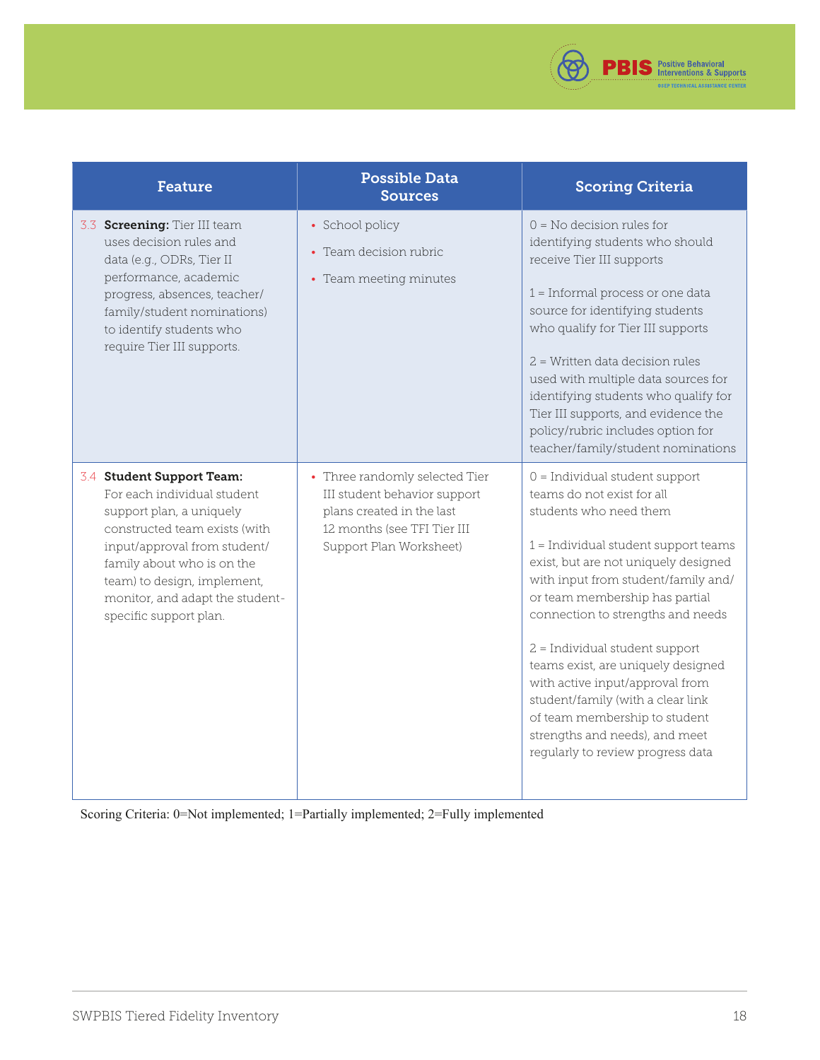| Feature | Possible Data Sources | Scoring Criteria |
|---|---|---|
| 3.3 **Screening:** Tier III team uses decision rules and data (e.g., ODRs, Tier II performance, academic progress, absences, teacher/family/student nominations) to identify students who require Tier III supports. | • School policy<br>• Team decision rubric<br>• Team meeting minutes | 0 = No decision rules for identifying students who should receive Tier III supports<br><br>1 = Informal process or one data source for identifying students who qualify for Tier III supports<br><br>2 = Written data decision rules used with multiple data sources for identifying students who qualify for Tier III supports, and evidence the policy/rubric includes option for teacher/family/student nominations |
| 3.4 **Student Support Team:** For each individual student support plan, a uniquely constructed team exists (with input/approval from student/family about who is on the team) to design, implement, monitor, and adapt the student-specific support plan. | • Three randomly selected Tier III student behavior support plans created in the last 12 months (see TFI Tier III Support Plan Worksheet) | 0 = Individual student support teams do not exist for all students who need them<br><br>1 = Individual student support teams exist, but are not uniquely designed with input from student/family and/or team membership has partial connection to strengths and needs<br><br>2 = Individual student support teams exist, are uniquely designed with active input/approval from student/family (with a clear link of team membership to student strengths and needs), and meet regularly to review progress data |

Scoring Criteria: 0=Not implemented; 1=Partially implemented; 2=Fully implemented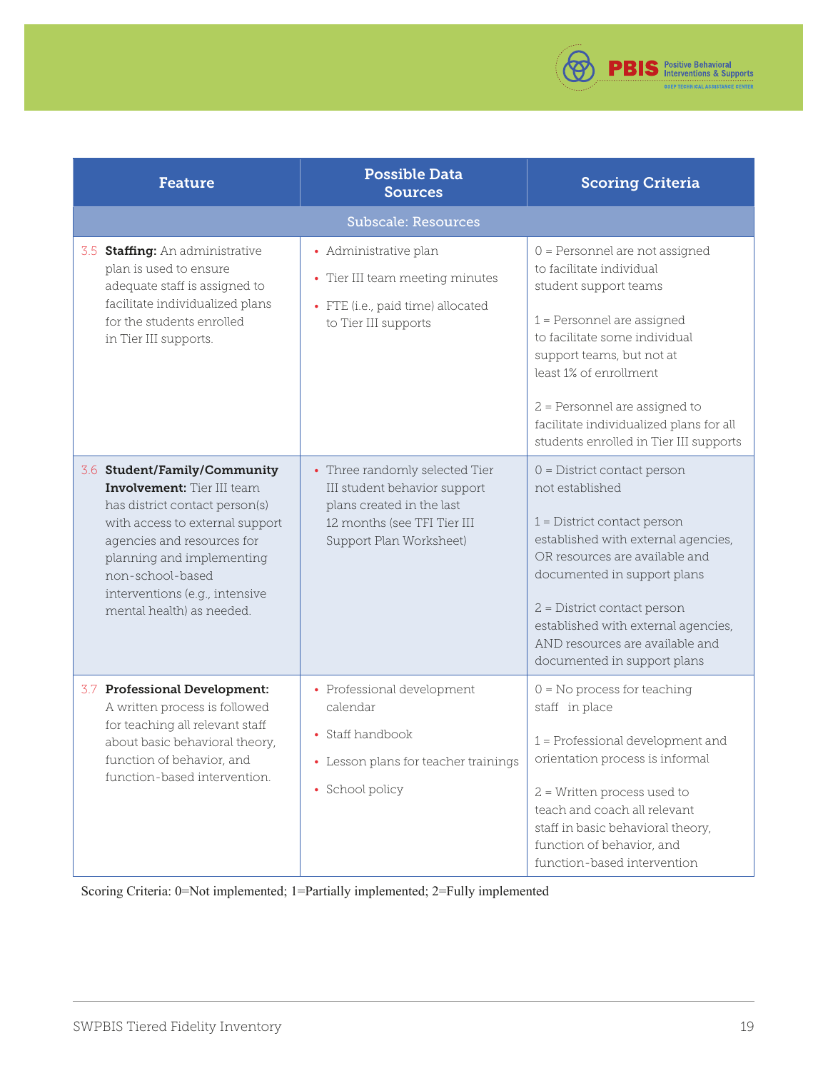| Feature | Possible Data Sources | Scoring Criteria |
|---|---|---|
| **Subscale: Resources** | | |
| 3.5 **Staffing:** An administrative plan is used to ensure adequate staff is assigned to facilitate individualized plans for the students enrolled in Tier III supports. | • Administrative plan<br>• Tier III team meeting minutes<br>• FTE (i.e., paid time) allocated to Tier III supports | 0 = Personnel are not assigned to facilitate individual student support teams<br><br>1 = Personnel are assigned to facilitate some individual support teams, but not at least 1% of enrollment<br><br>2 = Personnel are assigned to facilitate individualized plans for all students enrolled in Tier III supports |
| 3.6 **Student/Family/Community Involvement:** Tier III team has district contact person(s) with access to external support agencies and resources for planning and implementing non-school-based interventions (e.g., intensive mental health) as needed. | • Three randomly selected Tier III student behavior support plans created in the last 12 months (see TFI Tier III Support Plan Worksheet) | 0 = District contact person not established<br><br>1 = District contact person established with external agencies, OR resources are available and documented in support plans<br><br>2 = District contact person established with external agencies, AND resources are available and documented in support plans |
| 3.7 **Professional Development:** A written process is followed for teaching all relevant staff about basic behavioral theory, function of behavior, and function-based intervention. | • Professional development calendar<br>• Staff handbook<br>• Lesson plans for teacher trainings<br>• School policy | 0 = No process for teaching staff in place<br><br>1 = Professional development and orientation process is informal<br><br>2 = Written process used to teach and coach all relevant staff in basic behavioral theory, function of behavior, and function-based intervention |

Scoring Criteria: 0=Not implemented; 1=Partially implemented; 2=Fully implemented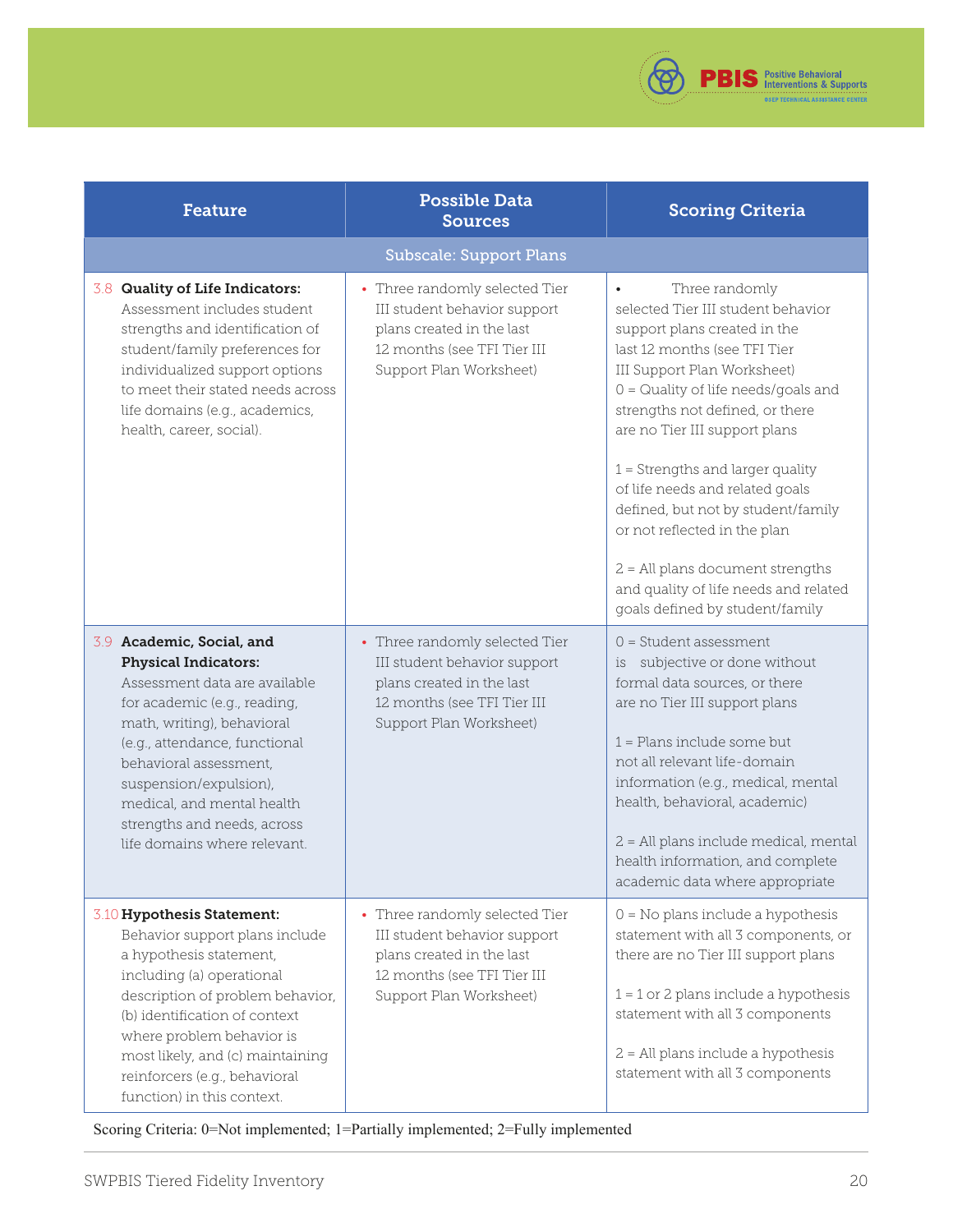| Feature | Possible Data Sources | Scoring Criteria |
|---|---|---|
| **Subscale: Support Plans** | | |
| 3.8 **Quality of Life Indicators:** Assessment includes student strengths and identification of student/family preferences for individualized support options to meet their stated needs across life domains (e.g., academics, health, career, social). | • Three randomly selected Tier III student behavior support plans created in the last 12 months (see TFI Tier III Support Plan Worksheet) | • Three randomly selected Tier III student behavior support plans created in the last 12 months (see TFI Tier III Support Plan Worksheet)<br>0 = Quality of life needs/goals and strengths not defined, or there are no Tier III support plans<br><br>1 = Strengths and larger quality of life needs and related goals defined, but not by student/family or not reflected in the plan<br><br>2 = All plans document strengths and quality of life needs and related goals defined by student/family |
| 3.9 **Academic, Social, and Physical Indicators:** Assessment data are available for academic (e.g., reading, math, writing), behavioral (e.g., attendance, functional behavioral assessment, suspension/expulsion), medical, and mental health strengths and needs, across life domains where relevant. | • Three randomly selected Tier III student behavior support plans created in the last 12 months (see TFI Tier III Support Plan Worksheet) | 0 = Student assessment is subjective or done without formal data sources, or there are no Tier III support plans<br><br>1 = Plans include some but not all relevant life-domain information (e.g., medical, mental health, behavioral, academic)<br><br>2 = All plans include medical, mental health information, and complete academic data where appropriate |
| 3.10 **Hypothesis Statement:** Behavior support plans include a hypothesis statement, including (a) operational description of problem behavior, (b) identification of context where problem behavior is most likely, and (c) maintaining reinforcers (e.g., behavioral function) in this context. | • Three randomly selected Tier III student behavior support plans created in the last 12 months (see TFI Tier III Support Plan Worksheet) | 0 = No plans include a hypothesis statement with all 3 components, or there are no Tier III support plans<br><br>1 = 1 or 2 plans include a hypothesis statement with all 3 components<br><br>2 = All plans include a hypothesis statement with all 3 components |

Scoring Criteria: 0=Not implemented; 1=Partially implemented; 2=Fully implemented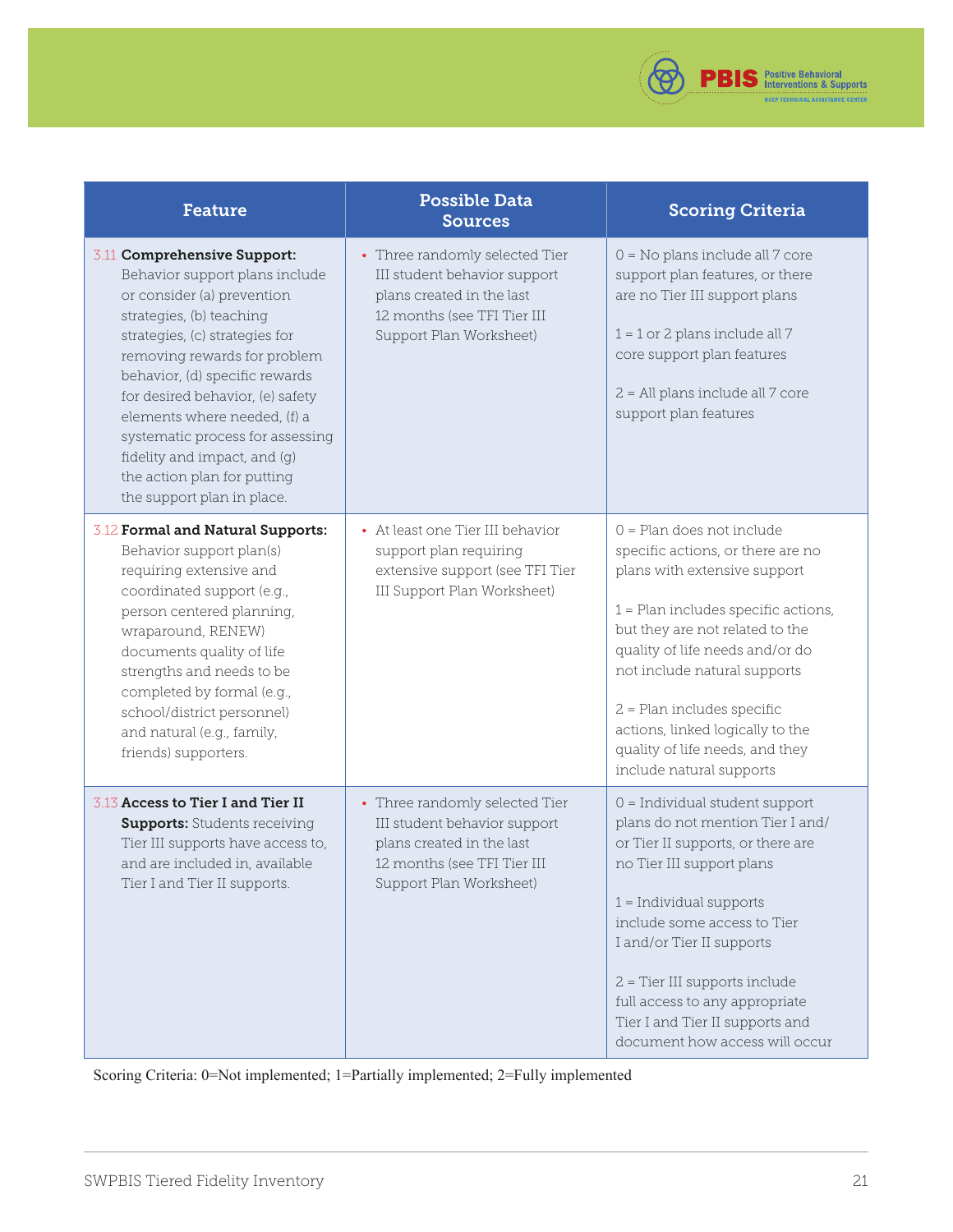| Feature | Possible Data Sources | Scoring Criteria |
|---|---|---|
| 3.11 **Comprehensive Support:** Behavior support plans include or consider (a) prevention strategies, (b) teaching strategies, (c) strategies for removing rewards for problem behavior, (d) specific rewards for desired behavior, (e) safety elements where needed, (f) a systematic process for assessing fidelity and impact, and (g) the action plan for putting the support plan in place. | • Three randomly selected Tier III student behavior support plans created in the last 12 months (see TFI Tier III Support Plan Worksheet) | 0 = No plans include all 7 core support plan features, or there are no Tier III support plans<br><br>1 = 1 or 2 plans include all 7 core support plan features<br><br>2 = All plans include all 7 core support plan features |
| 3.12 **Formal and Natural Supports:** Behavior support plan(s) requiring extensive and coordinated support (e.g., person centered planning, wraparound, RENEW) documents quality of life strengths and needs to be completed by formal (e.g., school/district personnel) and natural (e.g., family, friends) supporters. | • At least one Tier III behavior support plan requiring extensive support (see TFI Tier III Support Plan Worksheet) | 0 = Plan does not include specific actions, or there are no plans with extensive support<br><br>1 = Plan includes specific actions, but they are not related to the quality of life needs and/or do not include natural supports<br><br>2 = Plan includes specific actions, linked logically to the quality of life needs, and they include natural supports |
| 3.13 **Access to Tier I and Tier II Supports:** Students receiving Tier III supports have access to, and are included in, available Tier I and Tier II supports. | • Three randomly selected Tier III student behavior support plans created in the last 12 months (see TFI Tier III Support Plan Worksheet) | 0 = Individual student support plans do not mention Tier I and/or Tier II supports, or there are no Tier III support plans<br><br>1 = Individual supports include some access to Tier I and/or Tier II supports<br><br>2 = Tier III supports include full access to any appropriate Tier I and Tier II supports and document how access will occur |

Scoring Criteria: 0=Not implemented; 1=Partially implemented; 2=Fully implemented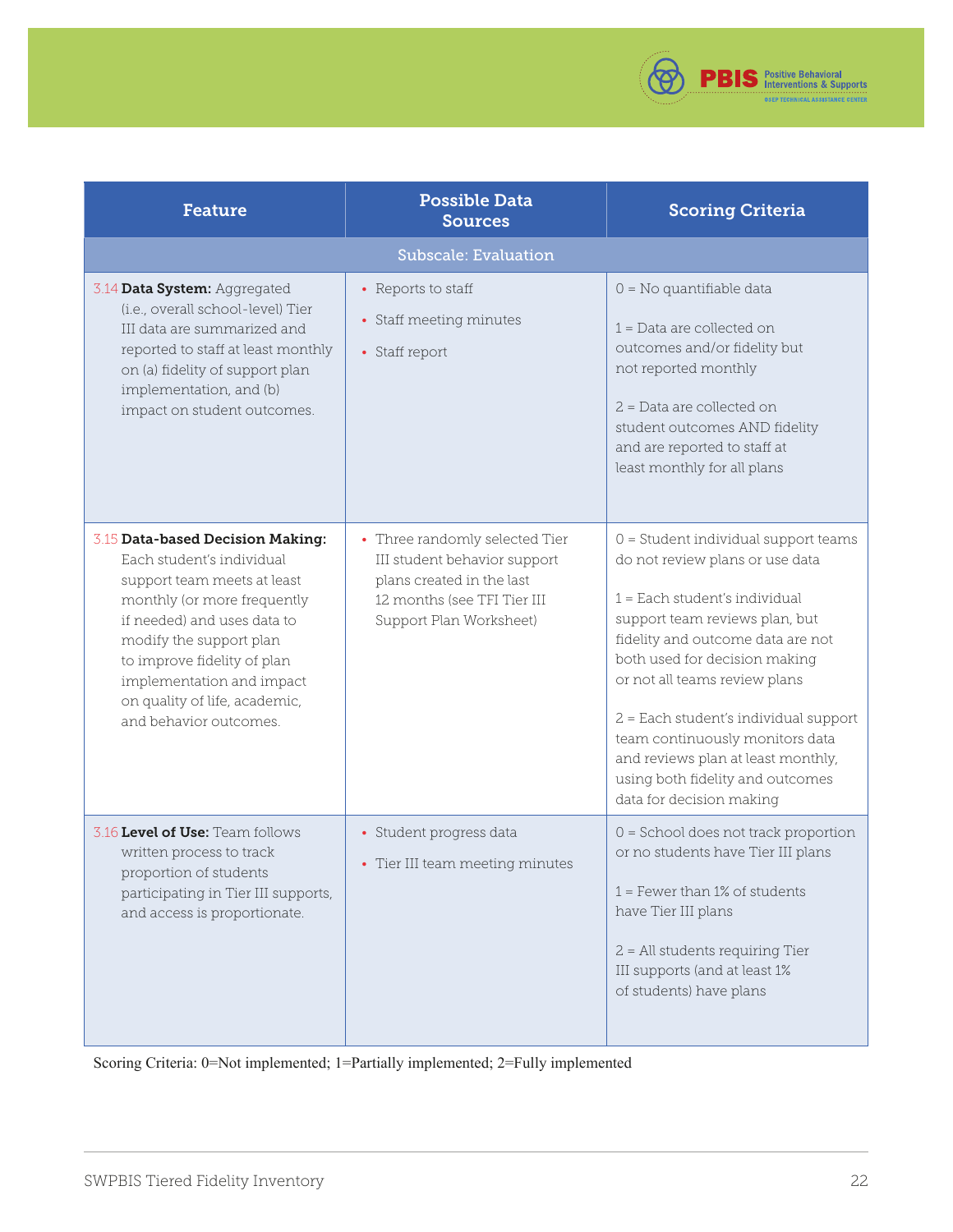| Feature | Possible Data Sources | Scoring Criteria |
|---|---|---|
| **Subscale: Evaluation** | | |
| 3.14 **Data System:** Aggregated (i.e., overall school-level) Tier III data are summarized and reported to staff at least monthly on (a) fidelity of support plan implementation, and (b) impact on student outcomes. | • Reports to staff<br>• Staff meeting minutes<br>• Staff report | 0 = No quantifiable data<br><br>1 = Data are collected on outcomes and/or fidelity but not reported monthly<br><br>2 = Data are collected on student outcomes AND fidelity and are reported to staff at least monthly for all plans |
| 3.15 **Data-based Decision Making:** Each student's individual support team meets at least monthly (or more frequently if needed) and uses data to modify the support plan to improve fidelity of plan implementation and impact on quality of life, academic, and behavior outcomes. | • Three randomly selected Tier III student behavior support plans created in the last 12 months (see TFI Tier III Support Plan Worksheet) | 0 = Student individual support teams do not review plans or use data<br><br>1 = Each student's individual support team reviews plan, but fidelity and outcome data are not both used for decision making or not all teams review plans<br><br>2 = Each student's individual support team continuously monitors data and reviews plan at least monthly, using both fidelity and outcomes data for decision making |
| 3.16 **Level of Use:** Team follows written process to track proportion of students participating in Tier III supports, and access is proportionate. | • Student progress data<br>• Tier III team meeting minutes | 0 = School does not track proportion or no students have Tier III plans<br><br>1 = Fewer than 1% of students have Tier III plans<br><br>2 = All students requiring Tier III supports (and at least 1% of students) have plans |

Scoring Criteria: 0=Not implemented; 1=Partially implemented; 2=Fully implemented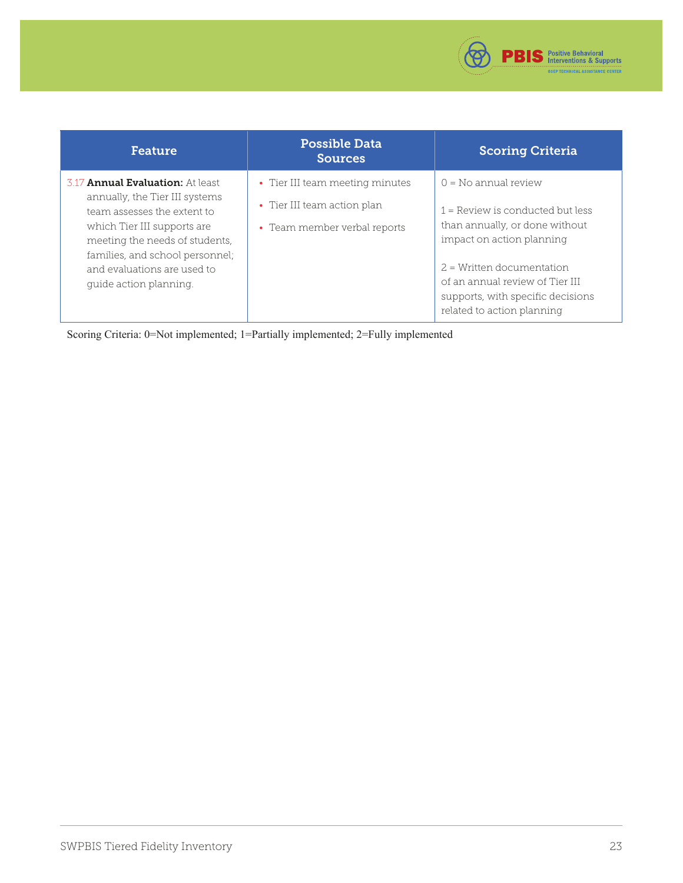| Feature | Possible Data Sources | Scoring Criteria |
|---|---|---|
| 3.17 **Annual Evaluation:** At least annually, the Tier III systems team assesses the extent to which Tier III supports are meeting the needs of students, families, and school personnel; and evaluations are used to guide action planning. | • Tier III team meeting minutes<br>• Tier III team action plan<br>• Team member verbal reports | 0 = No annual review<br><br>1 = Review is conducted but less than annually, or done without impact on action planning<br><br>2 = Written documentation of an annual review of Tier III supports, with specific decisions related to action planning |

Scoring Criteria: 0=Not implemented; 1=Partially implemented; 2=Fully implemented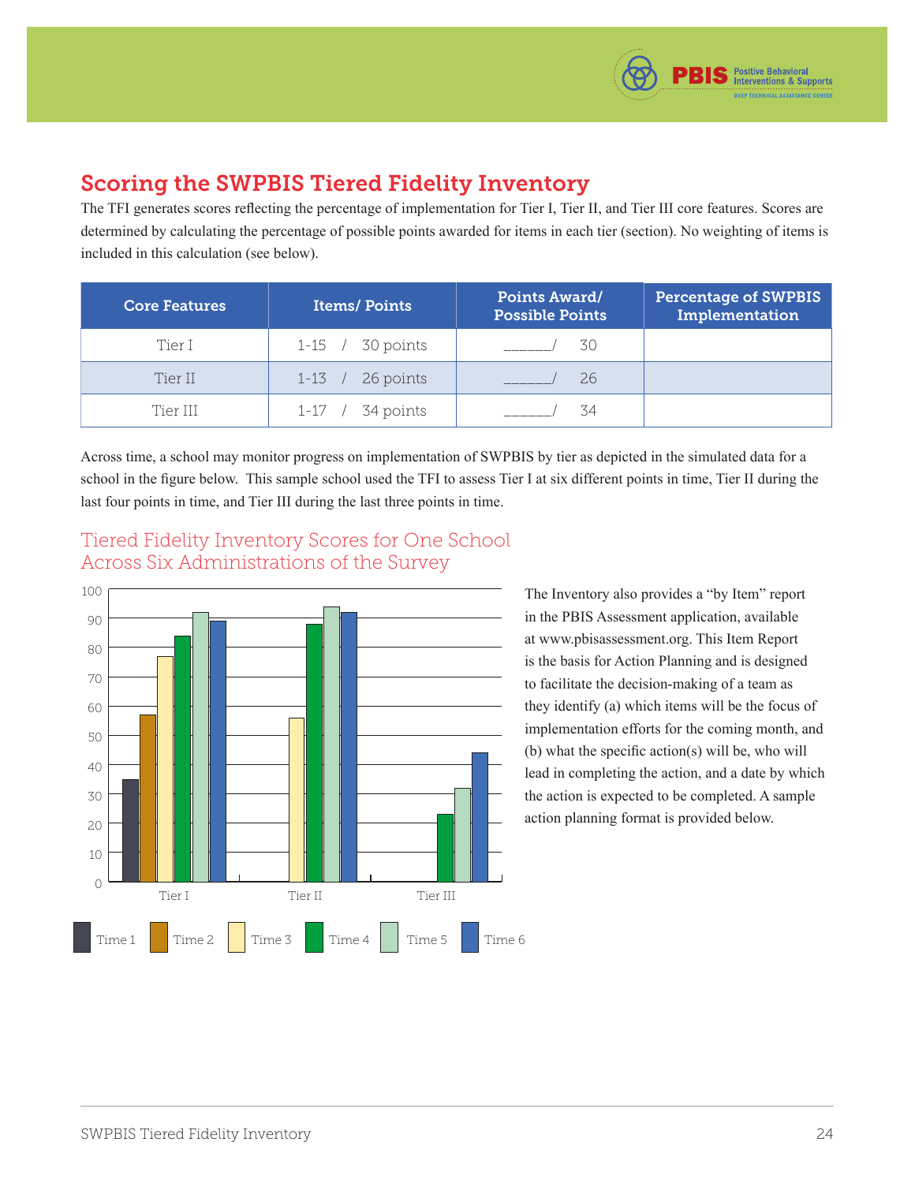## Scoring the SWPBIS Tiered Fidelity Inventory

The TFI generates scores reflecting the percentage of implementation for Tier I, Tier II, and Tier III core features. Scores are determined by calculating the percentage of possible points awarded for items in each tier (section). No weighting of items is included in this calculation (see below).

| Core Features | Items/ Points | Points Award/ Possible Points | Percentage of SWPBIS Implementation |
|---|---|---|---|
| Tier I | 1-15 / 30 points | ______/ 30 | |
| Tier II | 1-13 / 26 points | ______/ 26 | |
| Tier III | 1-17 / 34 points | ______/ 34 | |

Across time, a school may monitor progress on implementation of SWPBIS by tier as depicted in the simulated data for a school in the figure below. This sample school used the TFI to assess Tier I at six different points in time, Tier II during the last four points in time, and Tier III during the last three points in time.

### Tiered Fidelity Inventory Scores for One School Across Six Administrations of the Survey

The Inventory also provides a "by Item" report in the PBIS Assessment application, available at www.pbisassessment.org. This Item Report is the basis for Action Planning and is designed to facilitate the decision-making of a team as they identify (a) which items will be the focus of implementation efforts for the coming month, and (b) what the specific action(s) will be, who will lead in completing the action, and a date by which the action is expected to be completed. A sample action planning format is provided below.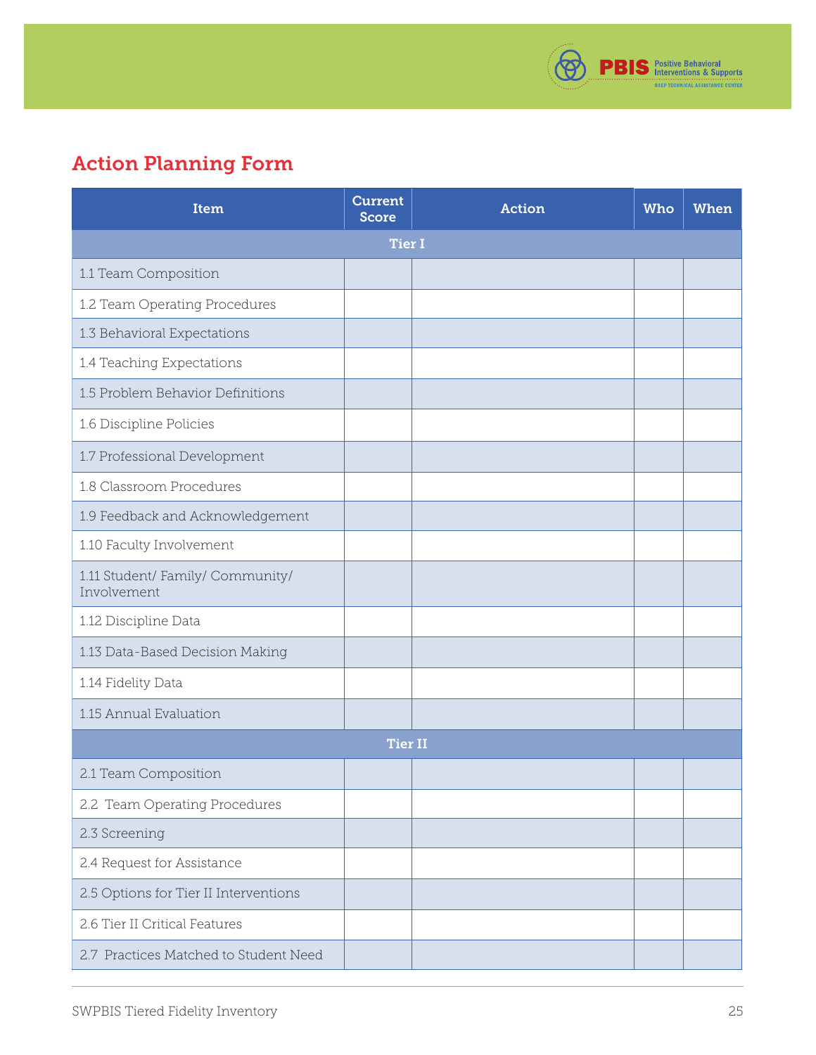## Action Planning Form

| Item | Current Score | Action | Who | When |
|---|---|---|---|---|
| **Tier I** | | | | |
| 1.1 Team Composition | | | | |
| 1.2 Team Operating Procedures | | | | |
| 1.3 Behavioral Expectations | | | | |
| 1.4 Teaching Expectations | | | | |
| 1.5 Problem Behavior Definitions | | | | |
| 1.6 Discipline Policies | | | | |
| 1.7 Professional Development | | | | |
| 1.8 Classroom Procedures | | | | |
| 1.9 Feedback and Acknowledgement | | | | |
| 1.10 Faculty Involvement | | | | |
| 1.11 Student/ Family/ Community/ Involvement | | | | |
| 1.12 Discipline Data | | | | |
| 1.13 Data-Based Decision Making | | | | |
| 1.14 Fidelity Data | | | | |
| 1.15 Annual Evaluation | | | | |
| **Tier II** | | | | |
| 2.1 Team Composition | | | | |
| 2.2 Team Operating Procedures | | | | |
| 2.3 Screening | | | | |
| 2.4 Request for Assistance | | | | |
| 2.5 Options for Tier II Interventions | | | | |
| 2.6 Tier II Critical Features | | | | |
| 2.7 Practices Matched to Student Need | | | | |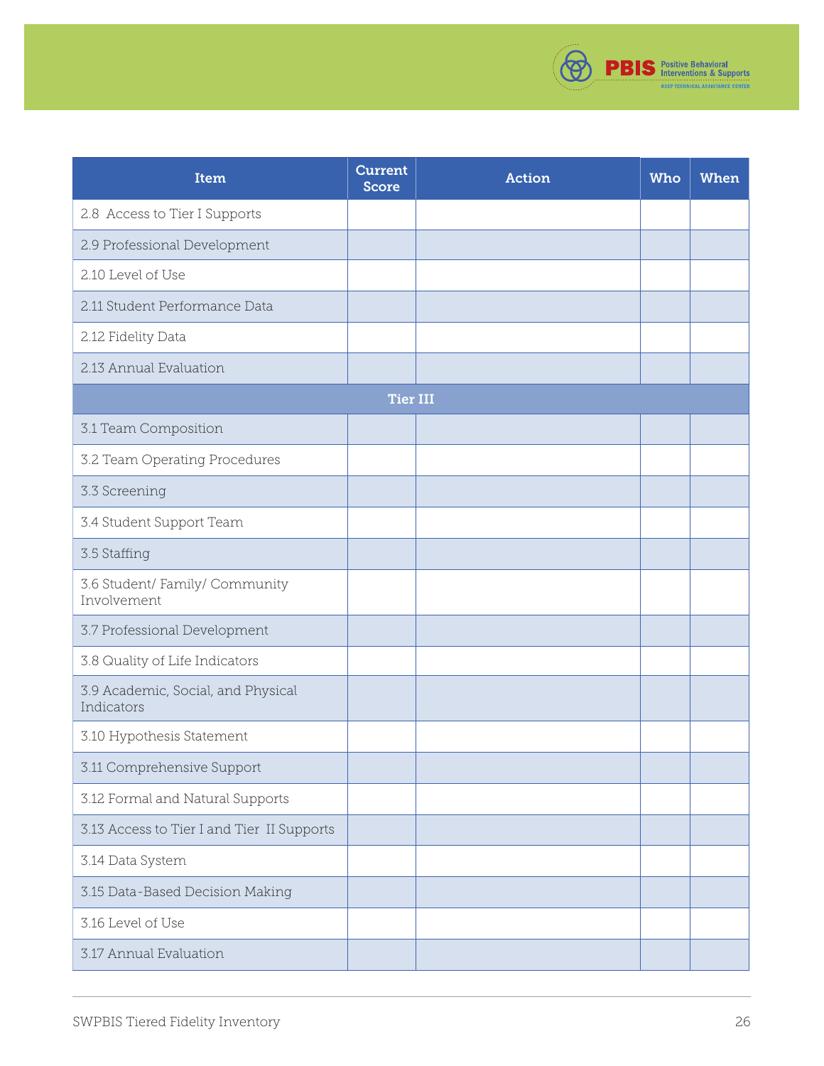| Item | Current Score | Action | Who | When |
|---|---|---|---|---|
| 2.8 Access to Tier I Supports | | | | |
| 2.9 Professional Development | | | | |
| 2.10 Level of Use | | | | |
| 2.11 Student Performance Data | | | | |
| 2.12 Fidelity Data | | | | |
| 2.13 Annual Evaluation | | | | |
| **Tier III** | | | | |
| 3.1 Team Composition | | | | |
| 3.2 Team Operating Procedures | | | | |
| 3.3 Screening | | | | |
| 3.4 Student Support Team | | | | |
| 3.5 Staffing | | | | |
| 3.6 Student/ Family/ Community Involvement | | | | |
| 3.7 Professional Development | | | | |
| 3.8 Quality of Life Indicators | | | | |
| 3.9 Academic, Social, and Physical Indicators | | | | |
| 3.10 Hypothesis Statement | | | | |
| 3.11 Comprehensive Support | | | | |
| 3.12 Formal and Natural Supports | | | | |
| 3.13 Access to Tier I and Tier II Supports | | | | |
| 3.14 Data System | | | | |
| 3.15 Data-Based Decision Making | | | | |
| 3.16 Level of Use | | | | |
| 3.17 Annual Evaluation | | | | |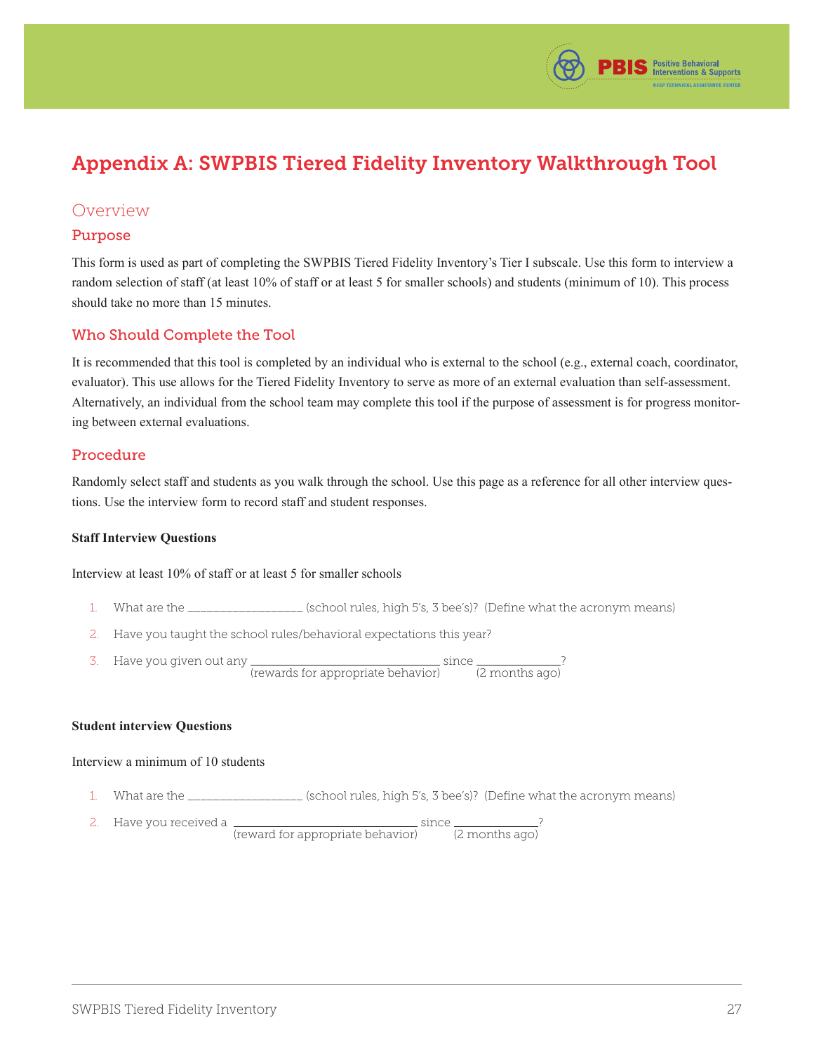# Appendix A: SWPBIS Tiered Fidelity Inventory Walkthrough Tool

## Overview

### Purpose

This form is used as part of completing the SWPBIS Tiered Fidelity Inventory's Tier I subscale. Use this form to interview a random selection of staff (at least 10% of staff or at least 5 for smaller schools) and students (minimum of 10). This process should take no more than 15 minutes.

### Who Should Complete the Tool

It is recommended that this tool is completed by an individual who is external to the school (e.g., external coach, coordinator, evaluator). This use allows for the Tiered Fidelity Inventory to serve as more of an external evaluation than self-assessment. Alternatively, an individual from the school team may complete this tool if the purpose of assessment is for progress monitoring between external evaluations.

### Procedure

Randomly select staff and students as you walk through the school. Use this page as a reference for all other interview questions. Use the interview form to record staff and student responses.

**Staff Interview Questions**

Interview at least 10% of staff or at least 5 for smaller schools

1. What are the _________________ (school rules, high 5's, 3 bee's)? (Define what the acronym means)
2. Have you taught the school rules/behavioral expectations this year?
3. Have you given out any ______________________________ (rewards for appropriate behavior) since _____________ (2 months ago)?

**Student interview Questions**

Interview a minimum of 10 students

1. What are the _________________ (school rules, high 5's, 3 bee's)? (Define what the acronym means)
2. Have you received a ______________________________ (reward for appropriate behavior) since _____________ (2 months ago)?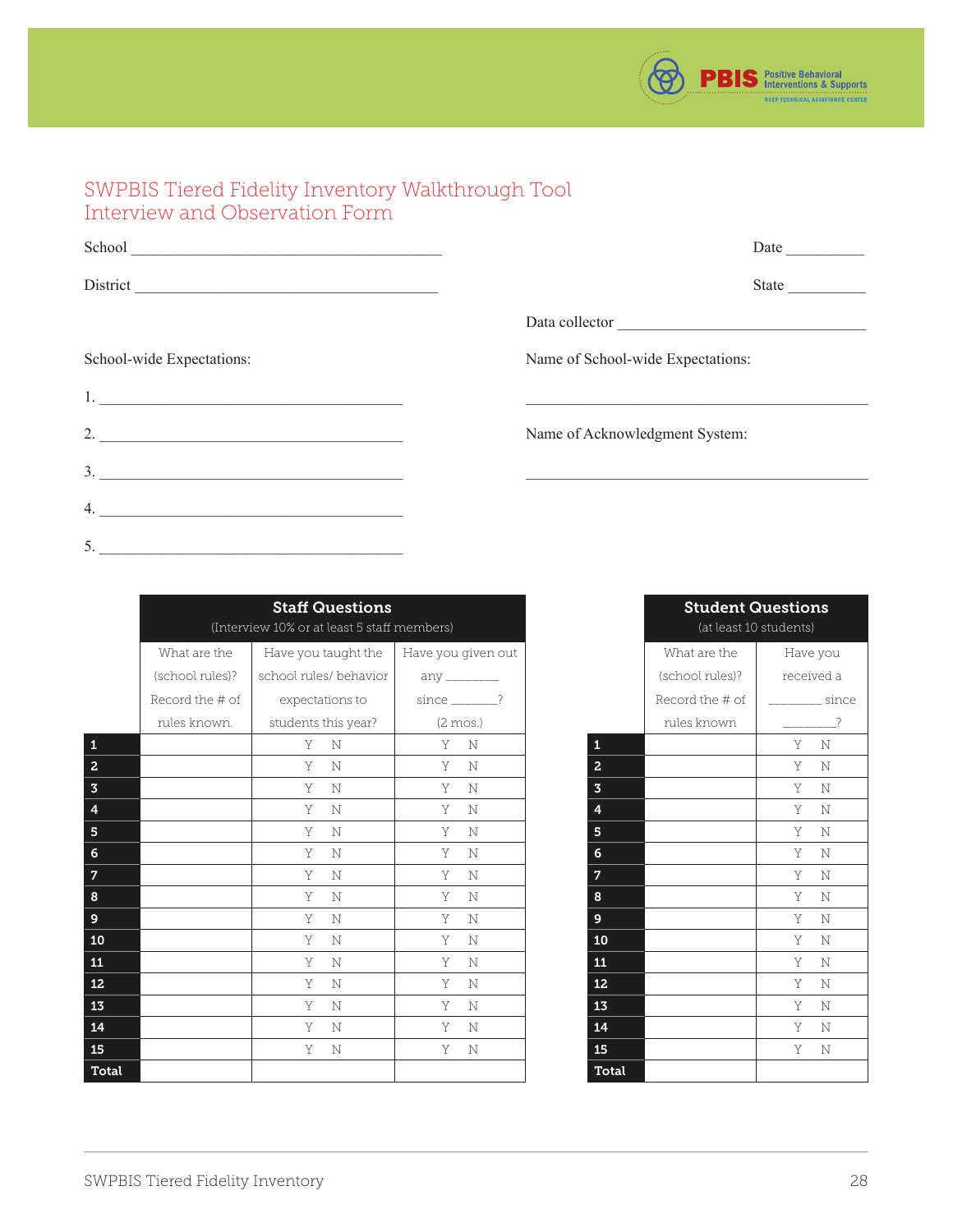# SWPBIS Tiered Fidelity Inventory Walkthrough Tool
## Interview and Observation Form

School ______________________________________ Date __________

District ______________________________________ State __________

Data collector ________________________________

School-wide Expectations:

1. ______________________________________
2. ______________________________________
3. ______________________________________
4. ______________________________________
5. ______________________________________

Name of School-wide Expectations:

______________________________________________

Name of Acknowledgment System:

______________________________________________

| | Staff Questions (Interview 10% or at least 5 staff members) | | |
|---|---|---|---|
| | What are the (school rules)? Record the # of rules known. | Have you taught the school rules/ behavior expectations to students this year? | Have you given out any ________ since _______? (2 mos.) |
| 1 | | Y N | Y N |
| 2 | | Y N | Y N |
| 3 | | Y N | Y N |
| 4 | | Y N | Y N |
| 5 | | Y N | Y N |
| 6 | | Y N | Y N |
| 7 | | Y N | Y N |
| 8 | | Y N | Y N |
| 9 | | Y N | Y N |
| 10 | | Y N | Y N |
| 11 | | Y N | Y N |
| 12 | | Y N | Y N |
| 13 | | Y N | Y N |
| 14 | | Y N | Y N |
| 15 | | Y N | Y N |
| Total | | | |

| | Student Questions (at least 10 students) | |
|---|---|---|
| | What are the (school rules)? Record the # of rules known | Have you received a ________ since ________? |
| 1 | | Y N |
| 2 | | Y N |
| 3 | | Y N |
| 4 | | Y N |
| 5 | | Y N |
| 6 | | Y N |
| 7 | | Y N |
| 8 | | Y N |
| 9 | | Y N |
| 10 | | Y N |
| 11 | | Y N |
| 12 | | Y N |
| 13 | | Y N |
| 14 | | Y N |
| 15 | | Y N |
| Total | | |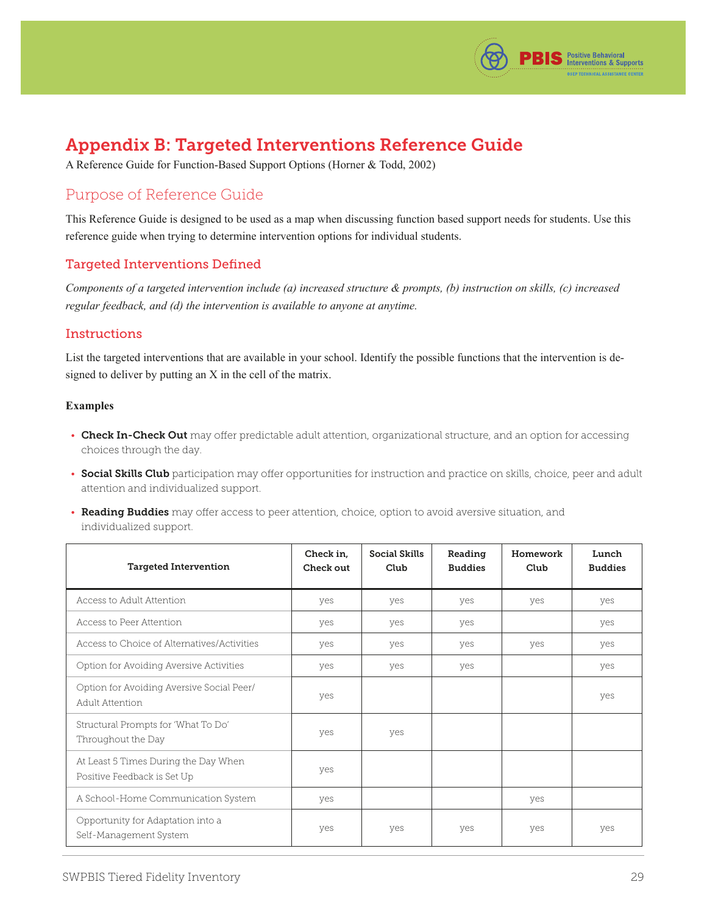# Appendix B: Targeted Interventions Reference Guide

A Reference Guide for Function-Based Support Options (Horner & Todd, 2002)

## Purpose of Reference Guide

This Reference Guide is designed to be used as a map when discussing function based support needs for students. Use this reference guide when trying to determine intervention options for individual students.

### Targeted Interventions Defined

*Components of a targeted intervention include (a) increased structure & prompts, (b) instruction on skills, (c) increased regular feedback, and (d) the intervention is available to anyone at anytime.*

### Instructions

List the targeted interventions that are available in your school. Identify the possible functions that the intervention is designed to deliver by putting an X in the cell of the matrix.

**Examples**

- **Check In-Check Out** may offer predictable adult attention, organizational structure, and an option for accessing choices through the day.
- **Social Skills Club** participation may offer opportunities for instruction and practice on skills, choice, peer and adult attention and individualized support.
- **Reading Buddies** may offer access to peer attention, choice, option to avoid aversive situation, and individualized support.

| Targeted Intervention | Check in, Check out | Social Skills Club | Reading Buddies | Homework Club | Lunch Buddies |
|---|---|---|---|---|---|
| Access to Adult Attention | yes | yes | yes | yes | yes |
| Access to Peer Attention | yes | yes | yes | | yes |
| Access to Choice of Alternatives/Activities | yes | yes | yes | yes | yes |
| Option for Avoiding Aversive Activities | yes | yes | yes | | yes |
| Option for Avoiding Aversive Social Peer/ Adult Attention | yes | | | | yes |
| Structural Prompts for 'What To Do' Throughout the Day | yes | yes | | | |
| At Least 5 Times During the Day When Positive Feedback is Set Up | yes | | | | |
| A School-Home Communication System | yes | | | yes | |
| Opportunity for Adaptation into a Self-Management System | yes | yes | yes | yes | yes |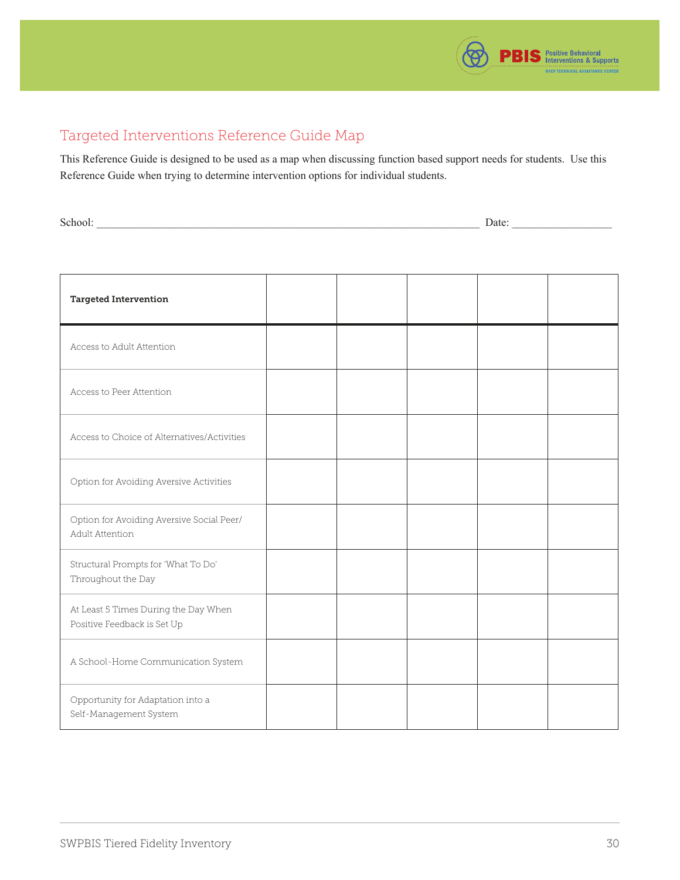## Targeted Interventions Reference Guide Map

This Reference Guide is designed to be used as a map when discussing function based support needs for students. Use this Reference Guide when trying to determine intervention options for individual students.

School: ______________________________________________________________________ Date: __________________

| Targeted Intervention | | | | | |
|---|---|---|---|---|---|
| Access to Adult Attention | | | | | |
| Access to Peer Attention | | | | | |
| Access to Choice of Alternatives/Activities | | | | | |
| Option for Avoiding Aversive Activities | | | | | |
| Option for Avoiding Aversive Social Peer/ Adult Attention | | | | | |
| Structural Prompts for 'What To Do' Throughout the Day | | | | | |
| At Least 5 Times During the Day When Positive Feedback is Set Up | | | | | |
| A School-Home Communication System | | | | | |
| Opportunity for Adaptation into a Self-Management System | | | | | |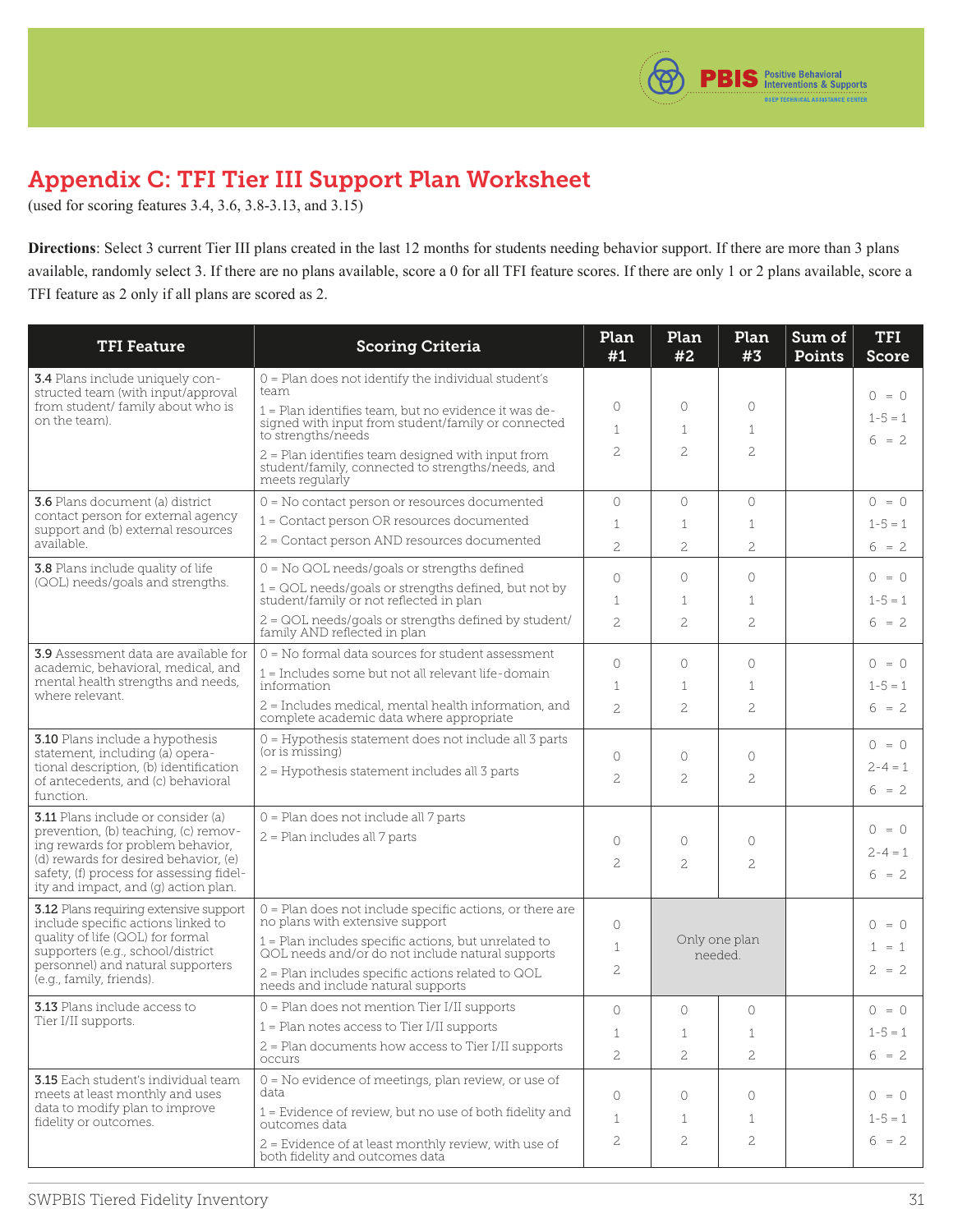# Appendix C: TFI Tier III Support Plan Worksheet

(used for scoring features 3.4, 3.6, 3.8-3.13, and 3.15)

**Directions**: Select 3 current Tier III plans created in the last 12 months for students needing behavior support. If there are more than 3 plans available, randomly select 3. If there are no plans available, score a 0 for all TFI feature scores. If there are only 1 or 2 plans available, score a TFI feature as 2 only if all plans are scored as 2.

| TFI Feature | Scoring Criteria | Plan #1 | Plan #2 | Plan #3 | Sum of Points | TFI Score |
|---|---|---|---|---|---|---|
| **3.4** Plans include uniquely constructed team (with input/approval from student/ family about who is on the team). | 0 = Plan does not identify the individual student's team<br>1 = Plan identifies team, but no evidence it was designed with input from student/family or connected to strengths/needs<br>2 = Plan identifies team designed with input from student/family, connected to strengths/needs, and meets regularly | 0<br>1<br>2 | 0<br>1<br>2 | 0<br>1<br>2 | | 0 = 0<br>1-5 = 1<br>6 = 2 |
| **3.6** Plans document (a) district contact person for external agency support and (b) external resources available. | 0 = No contact person or resources documented<br>1 = Contact person OR resources documented<br>2 = Contact person AND resources documented | 0<br>1<br>2 | 0<br>1<br>2 | 0<br>1<br>2 | | 0 = 0<br>1-5 = 1<br>6 = 2 |
| **3.8** Plans include quality of life (QOL) needs/goals and strengths. | 0 = No QOL needs/goals or strengths defined<br>1 = QOL needs/goals or strengths defined, but not by student/family or not reflected in plan<br>2 = QOL needs/goals or strengths defined by student/ family AND reflected in plan | 0<br>1<br>2 | 0<br>1<br>2 | 0<br>1<br>2 | | 0 = 0<br>1-5 = 1<br>6 = 2 |
| **3.9** Assessment data are available for academic, behavioral, medical, and mental health strengths and needs, where relevant. | 0 = No formal data sources for student assessment<br>1 = Includes some but not all relevant life-domain information<br>2 = Includes medical, mental health information, and complete academic data where appropriate | 0<br>1<br>2 | 0<br>1<br>2 | 0<br>1<br>2 | | 0 = 0<br>1-5 = 1<br>6 = 2 |
| **3.10** Plans include a hypothesis statement, including (a) operational description, (b) identification of antecedents, and (c) behavioral function. | 0 = Hypothesis statement does not include all 3 parts (or is missing)<br>2 = Hypothesis statement includes all 3 parts | 0<br>2 | 0<br>2 | 0<br>2 | | 0 = 0<br>2-4 = 1<br>6 = 2 |
| **3.11** Plans include or consider (a) prevention, (b) teaching, (c) removing rewards for problem behavior, (d) rewards for desired behavior, (e) safety, (f) process for assessing fidelity and impact, and (g) action plan. | 0 = Plan does not include all 7 parts<br>2 = Plan includes all 7 parts | 0<br>2 | 0<br>2 | 0<br>2 | | 0 = 0<br>2-4 = 1<br>6 = 2 |
| **3.12** Plans requiring extensive support include specific actions linked to quality of life (QOL) for formal supporters (e.g., school/district personnel) and natural supporters (e.g., family, friends). | 0 = Plan does not include specific actions, or there are no plans with extensive support<br>1 = Plan includes specific actions, but unrelated to QOL needs and/or do not include natural supports<br>2 = Plan includes specific actions related to QOL needs and include natural supports | 0<br>1<br>2 | Only one plan needed. | | | 0 = 0<br>1 = 1<br>2 = 2 |
| **3.13** Plans include access to Tier I/II supports. | 0 = Plan does not mention Tier I/II supports<br>1 = Plan notes access to Tier I/II supports<br>2 = Plan documents how access to Tier I/II supports occurs | 0<br>1<br>2 | 0<br>1<br>2 | 0<br>1<br>2 | | 0 = 0<br>1-5 = 1<br>6 = 2 |
| **3.15** Each student's individual team meets at least monthly and uses data to modify plan to improve fidelity or outcomes. | 0 = No evidence of meetings, plan review, or use of data<br>1 = Evidence of review, but no use of both fidelity and outcomes data<br>2 = Evidence of at least monthly review, with use of both fidelity and outcomes data | 0<br>1<br>2 | 0<br>1<br>2 | 0<br>1<br>2 | | 0 = 0<br>1-5 = 1<br>6 = 2 |